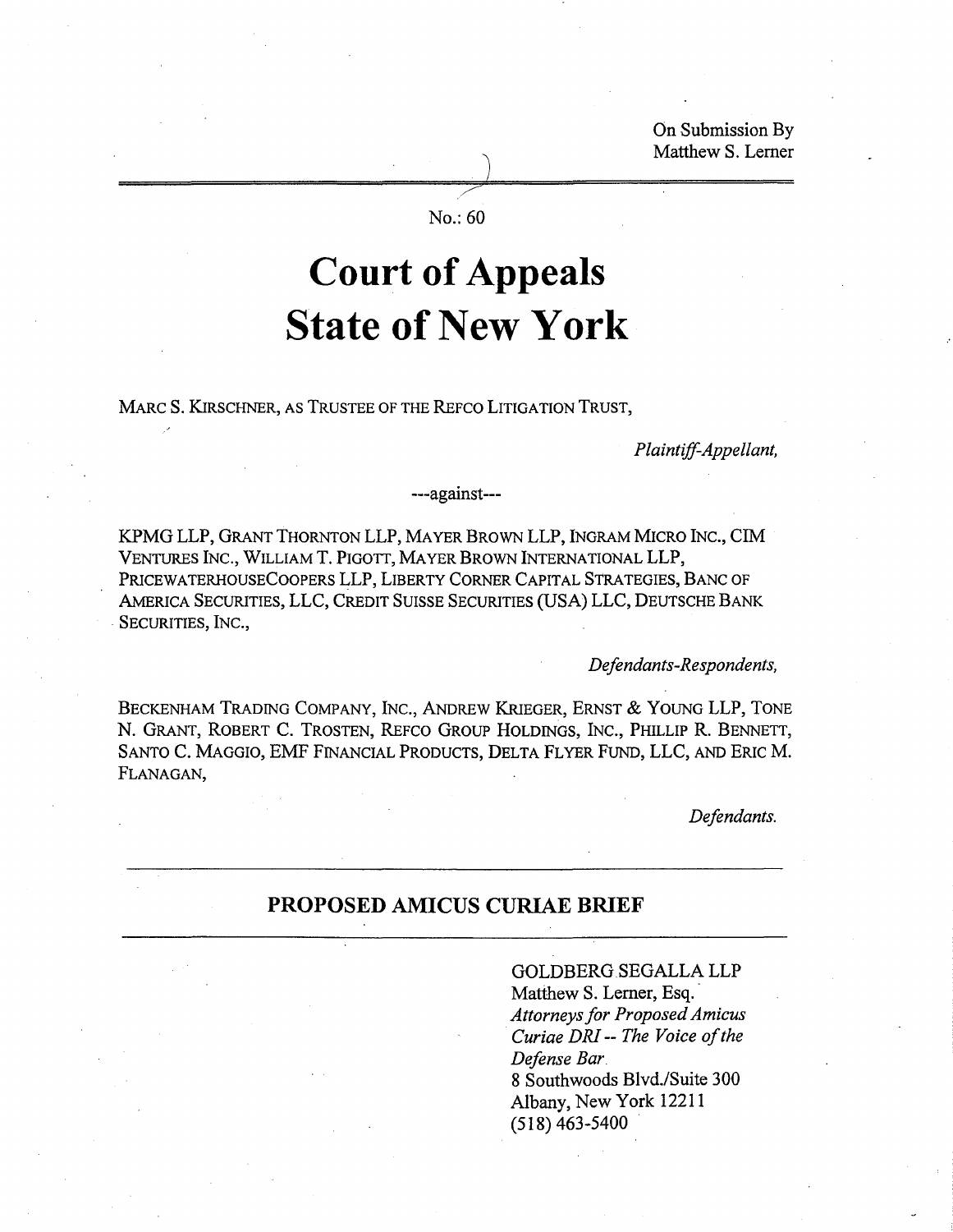On Submission By
Matthew S. Lerner

No.: 60

# Court of Appeals
# State of New York

MARC S. KIRSCHNER, AS TRUSTEE OF THE REFCO LITIGATION TRUST,

*Plaintiff-Appellant,*

---against---

KPMG LLP, GRANT THORNTON LLP, MAYER BROWN LLP, INGRAM MICRO INC., CIM VENTURES INC., WILLIAM T. PIGOTT, MAYER BROWN INTERNATIONAL LLP, PRICEWATERHOUSECOOPERS LLP, LIBERTY CORNER CAPITAL STRATEGIES, BANC OF AMERICA SECURITIES, LLC, CREDIT SUISSE SECURITIES (USA) LLC, DEUTSCHE BANK SECURITIES, INC.,

*Defendants-Respondents,*

BECKENHAM TRADING COMPANY, INC., ANDREW KRIEGER, ERNST & YOUNG LLP, TONE N. GRANT, ROBERT C. TROSTEN, REFCO GROUP HOLDINGS, INC., PHILLIP R. BENNETT, SANTO C. MAGGIO, EMF FINANCIAL PRODUCTS, DELTA FLYER FUND, LLC, AND ERIC M. FLANAGAN,

*Defendants.*

## PROPOSED AMICUS CURIAE BRIEF

GOLDBERG SEGALLA LLP
Matthew S. Lerner, Esq.
*Attorneys for Proposed Amicus Curiae DRI -- The Voice of the Defense Bar*
8 Southwoods Blvd./Suite 300
Albany, New York 12211
(518) 463-5400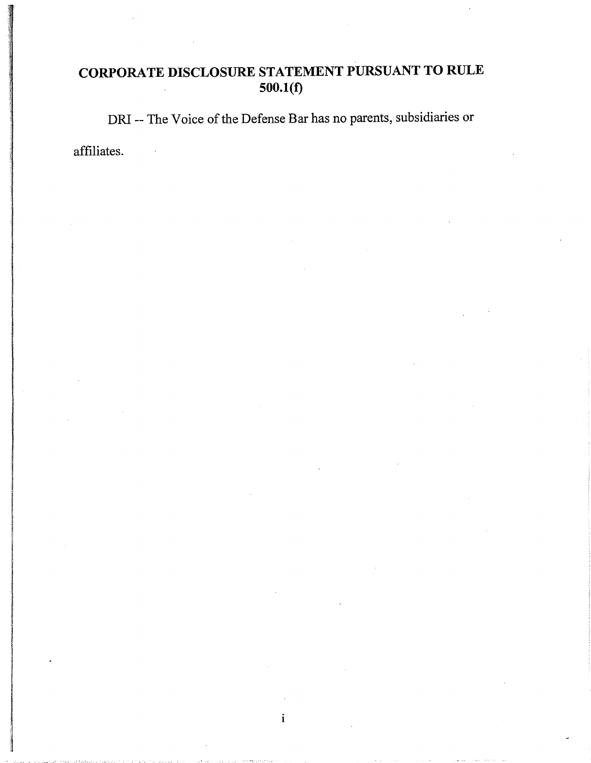# CORPORATE DISCLOSURE STATEMENT PURSUANT TO RULE 500.1(f)

DRI -- The Voice of the Defense Bar has no parents, subsidiaries or affiliates.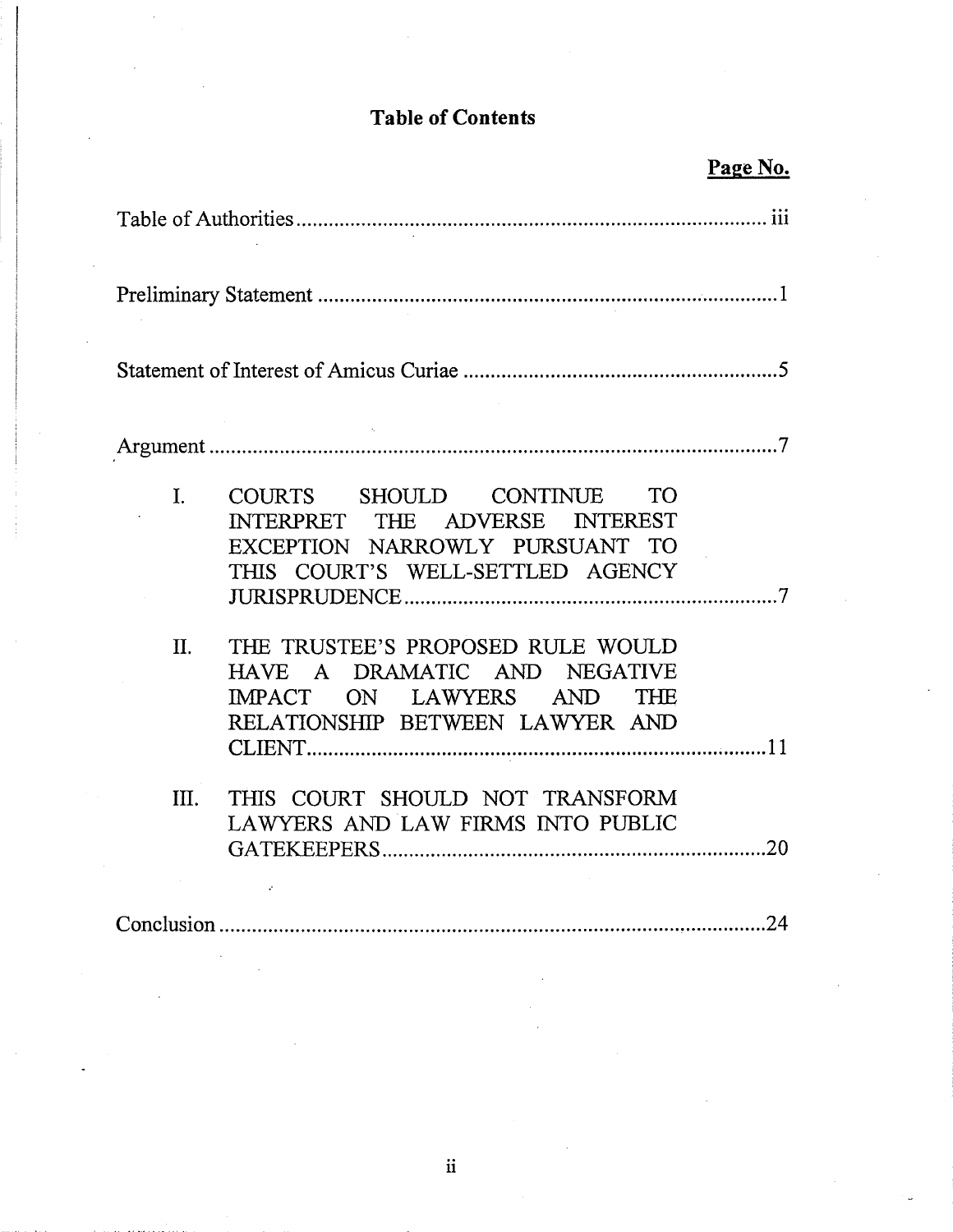# Table of Contents

| | Page No. |
|---|---|
| Table of Authorities | iii |
| Preliminary Statement | 1 |
| Statement of Interest of Amicus Curiae | 5 |
| Argument | 7 |
| I. COURTS SHOULD CONTINUE TO INTERPRET THE ADVERSE INTEREST EXCEPTION NARROWLY PURSUANT TO THIS COURT'S WELL-SETTLED AGENCY JURISPRUDENCE | 7 |
| II. THE TRUSTEE'S PROPOSED RULE WOULD HAVE A DRAMATIC AND NEGATIVE IMPACT ON LAWYERS AND THE RELATIONSHIP BETWEEN LAWYER AND CLIENT | 11 |
| III. THIS COURT SHOULD NOT TRANSFORM LAWYERS AND LAW FIRMS INTO PUBLIC GATEKEEPERS | 20 |
| Conclusion | 24 |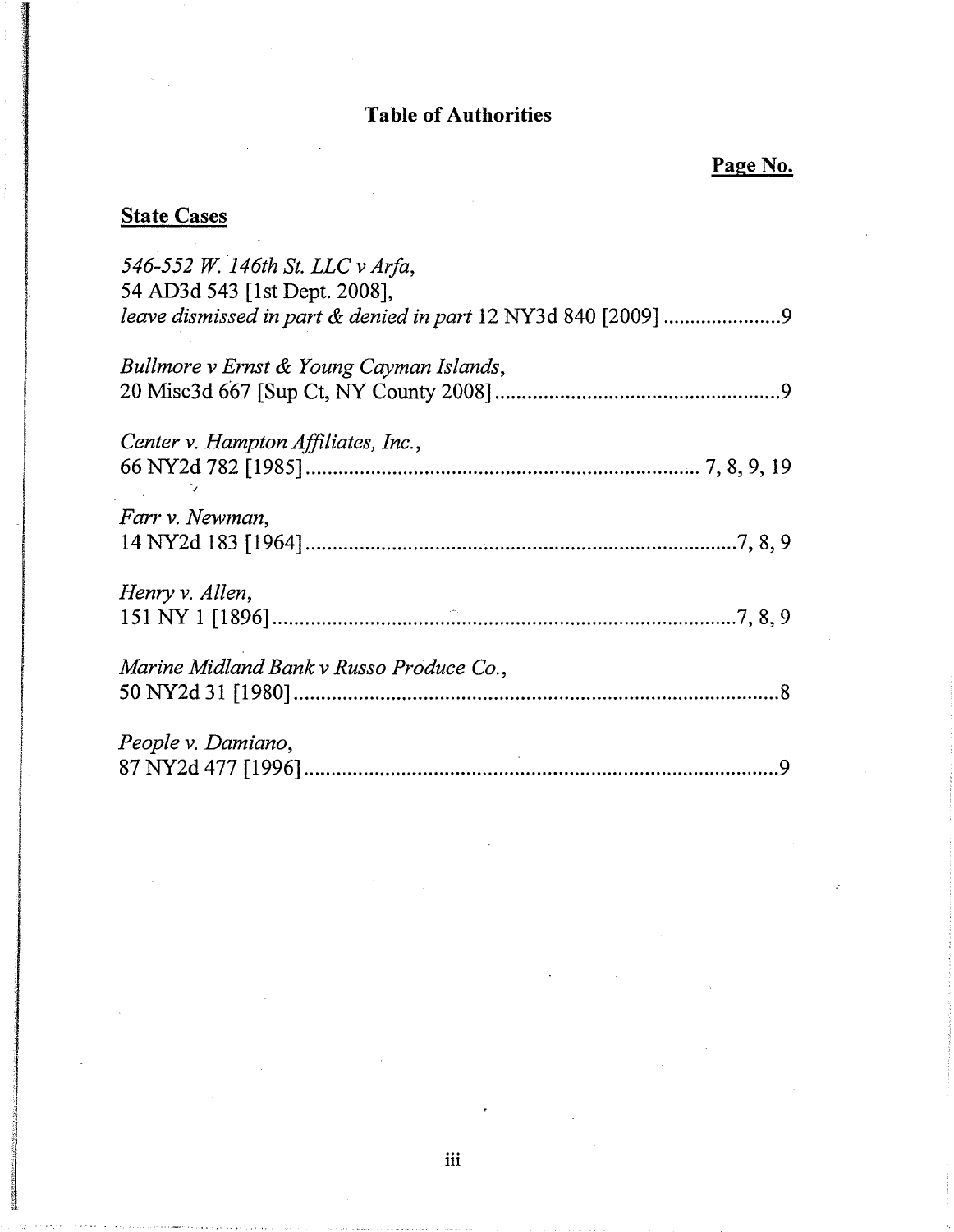# Table of Authorities

**Page No.**

## State Cases

*546-552 W. 146th St. LLC v Arfa*,
54 AD3d 543 [1st Dept. 2008],
*leave dismissed in part & denied in part* 12 NY3d 840 [2009] ...................... 9

*Bullmore v Ernst & Young Cayman Islands*,
20 Misc3d 667 [Sup Ct, NY County 2008] .................................................... 9

*Center v. Hampton Affiliates, Inc.*,
66 NY2d 782 [1985] ...................................................................... 7, 8, 9, 19

*Farr v. Newman*,
14 NY2d 183 [1964] ............................................................................... 7, 8, 9

*Henry v. Allen*,
151 NY 1 [1896] ..................................................................................... 7, 8, 9

*Marine Midland Bank v Russo Produce Co.*,
50 NY2d 31 [1980] ......................................................................................... 8

*People v. Damiano*,
87 NY2d 477 [1996] ....................................................................................... 9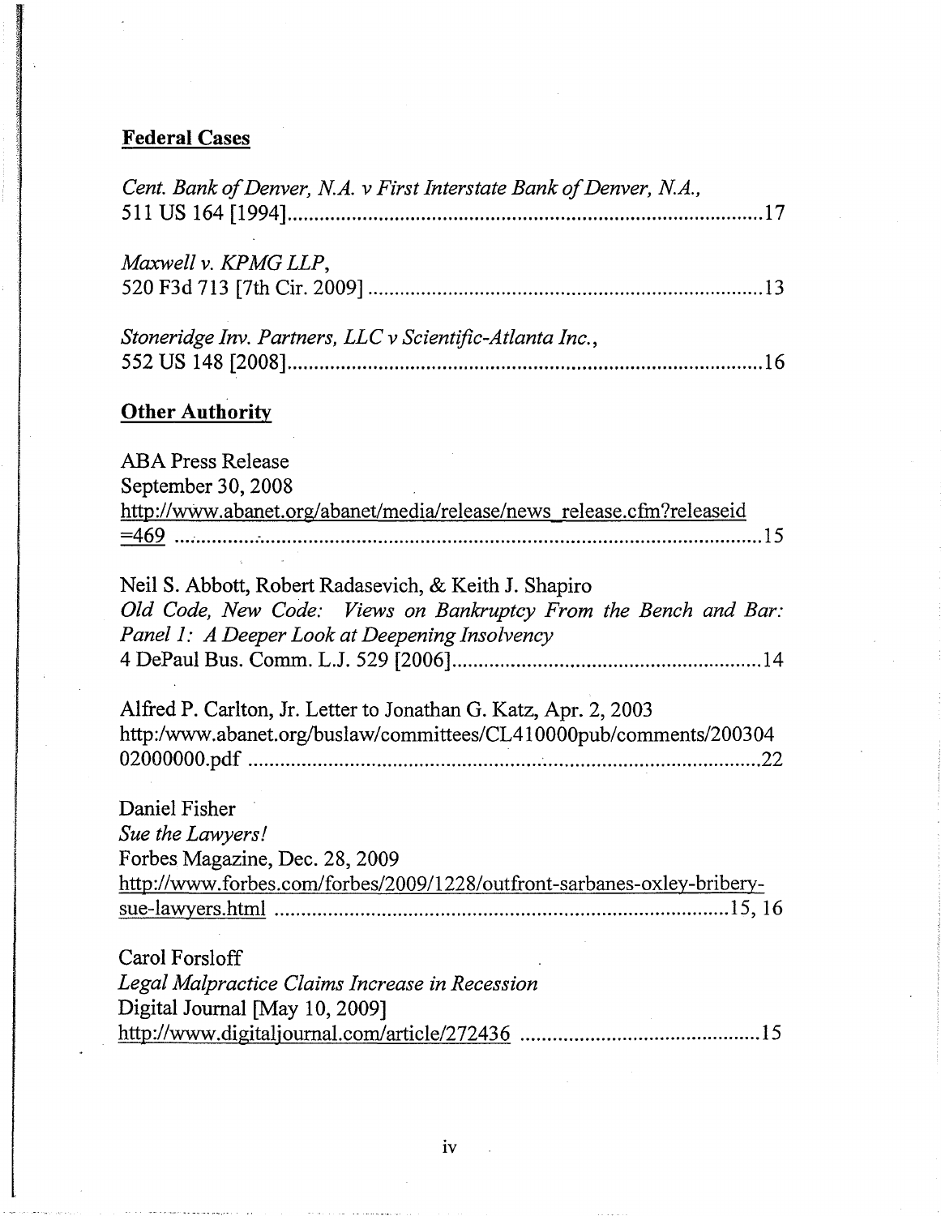**Federal Cases**

*Cent. Bank of Denver, N.A. v First Interstate Bank of Denver, N.A.*, 511 US 164 [1994]........................................................................................17

*Maxwell v. KPMG LLP*, 520 F3d 713 [7th Cir. 2009]..........................................................................13

*Stoneridge Inv. Partners, LLC v Scientific-Atlanta Inc.*, 552 US 148 [2008]........................................................................................16

**Other Authority**

ABA Press Release
September 30, 2008
http://www.abanet.org/abanet/media/release/news_release.cfm?releaseid=469 ..........................................................................................................15

Neil S. Abbott, Robert Radasevich, & Keith J. Shapiro
*Old Code, New Code: Views on Bankruptcy From the Bench and Bar: Panel 1: A Deeper Look at Deepening Insolvency*
4 DePaul Bus. Comm. L.J. 529 [2006]..........................................................14

Alfred P. Carlton, Jr. Letter to Jonathan G. Katz, Apr. 2, 2003
http:/www.abanet.org/buslaw/committees/CL410000pub/comments/20030402000000.pdf ..................................................................................................22

Daniel Fisher
*Sue the Lawyers!*
Forbes Magazine, Dec. 28, 2009
http://www.forbes.com/forbes/2009/1228/outfront-sarbanes-oxley-bribery-sue-lawyers.html ....................................................................................15, 16

Carol Forsloff
*Legal Malpractice Claims Increase in Recession*
Digital Journal [May 10, 2009]
http://www.digitaljournal.com/article/272436 ............................................15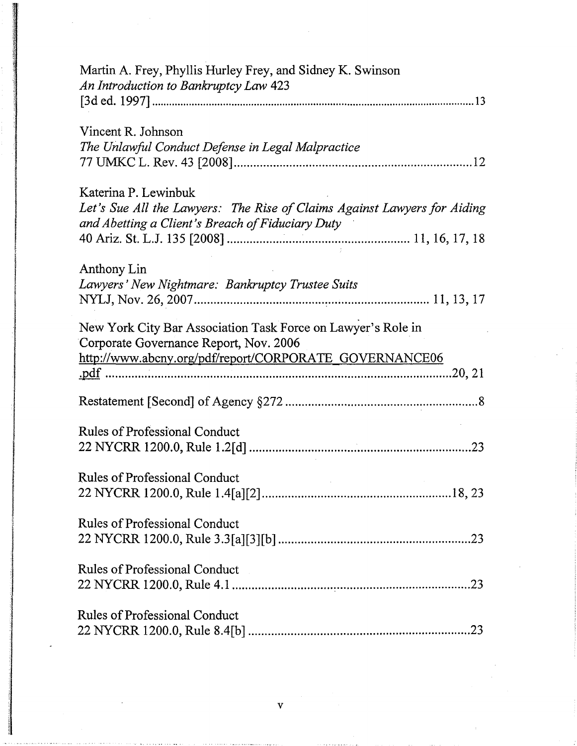Martin A. Frey, Phyllis Hurley Frey, and Sidney K. Swinson
*An Introduction to Bankruptcy Law* 423
[3d ed. 1997] ............................................................................................................ 13

Vincent R. Johnson
*The Unlawful Conduct Defense in Legal Malpractice*
77 UMKC L. Rev. 43 [2008] ........................................................................ 12

Katerina P. Lewinbuk
*Let's Sue All the Lawyers: The Rise of Claims Against Lawyers for Aiding and Abetting a Client's Breach of Fiduciary Duty*
40 Ariz. St. L.J. 135 [2008] ...................................................... 11, 16, 17, 18

Anthony Lin
*Lawyers' New Nightmare: Bankruptcy Trustee Suits*
NYLJ, Nov. 26, 2007 ...................................................................... 11, 13, 17

New York City Bar Association Task Force on Lawyer's Role in Corporate Governance Report, Nov. 2006
http://www.abcny.org/pdf/report/CORPORATE_GOVERNANCE06.pdf ........................................................................................................ 20, 21

Restatement [Second] of Agency §272 ........................................................... 8

Rules of Professional Conduct
22 NYCRR 1200.0, Rule 1.2[d] ................................................................... 23

Rules of Professional Conduct
22 NYCRR 1200.0, Rule 1.4[a][2] ......................................................... 18, 23

Rules of Professional Conduct
22 NYCRR 1200.0, Rule 3.3[a][3][b] .......................................................... 23

Rules of Professional Conduct
22 NYCRR 1200.0, Rule 4.1 ......................................................................... 23

Rules of Professional Conduct
22 NYCRR 1200.0, Rule 8.4[b] .................................................................... 23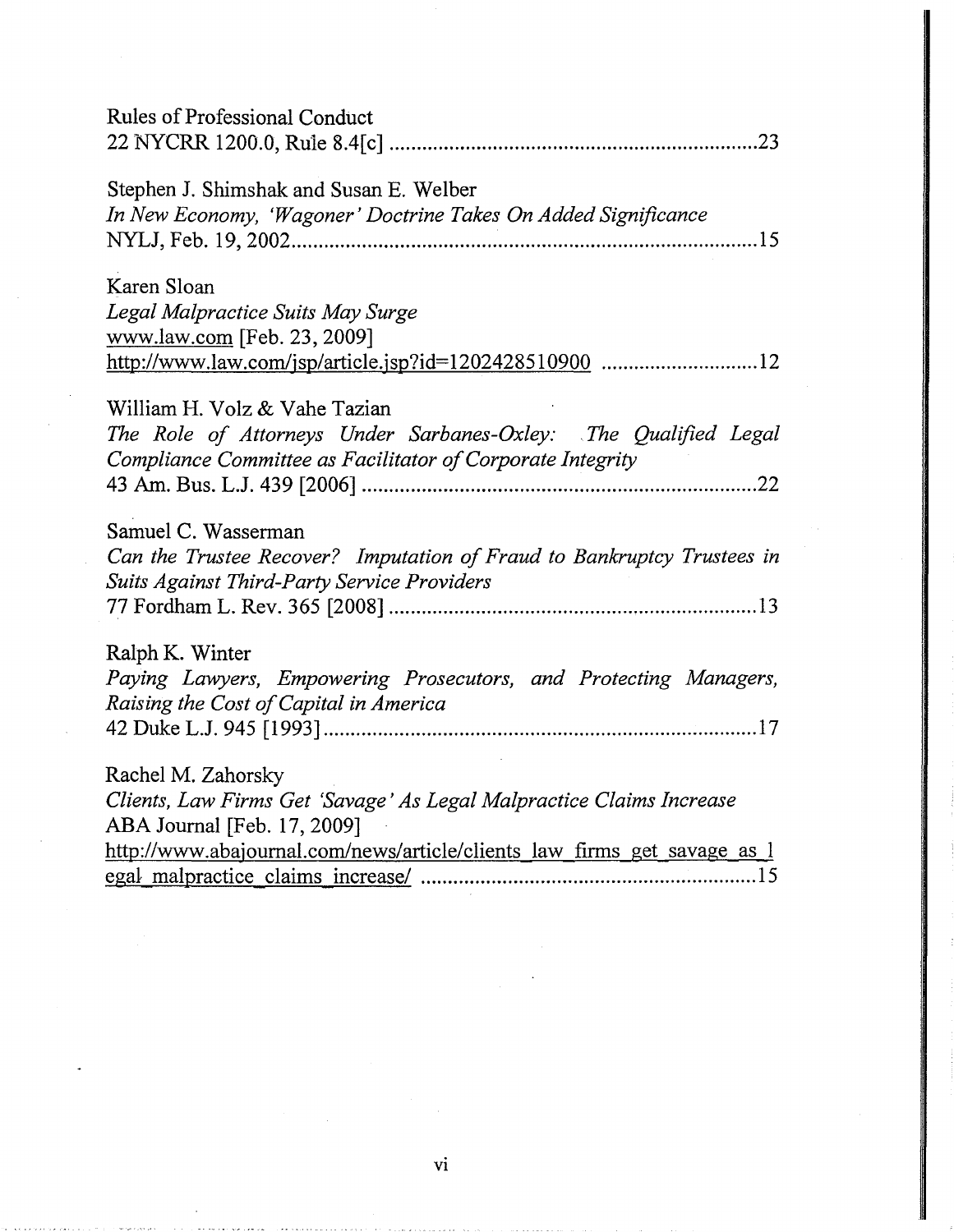Rules of Professional Conduct
22 NYCRR 1200.0, Rule 8.4[c] ....................................................................23

Stephen J. Shimshak and Susan E. Welber
*In New Economy, 'Wagoner' Doctrine Takes On Added Significance*
NYLJ, Feb. 19, 2002......................................................................................15

Karen Sloan
*Legal Malpractice Suits May Surge*
www.law.com [Feb. 23, 2009]
http://www.law.com/jsp/article.jsp?id=1202428510900 ............................12

William H. Volz & Vahe Tazian
*The Role of Attorneys Under Sarbanes-Oxley: The Qualified Legal Compliance Committee as Facilitator of Corporate Integrity*
43 Am. Bus. L.J. 439 [2006] .......................................................................22

Samuel C. Wasserman
*Can the Trustee Recover? Imputation of Fraud to Bankruptcy Trustees in Suits Against Third-Party Service Providers*
77 Fordham L. Rev. 365 [2008] ..................................................................13

Ralph K. Winter
*Paying Lawyers, Empowering Prosecutors, and Protecting Managers, Raising the Cost of Capital in America*
42 Duke L.J. 945 [1993]..............................................................................17

Rachel M. Zahorsky
*Clients, Law Firms Get 'Savage' As Legal Malpractice Claims Increase*
ABA Journal [Feb. 17, 2009]
http://www.abajournal.com/news/article/clients_law_firms_get_savage_as_legal_malpractice_claims_increase/ ..............................................................15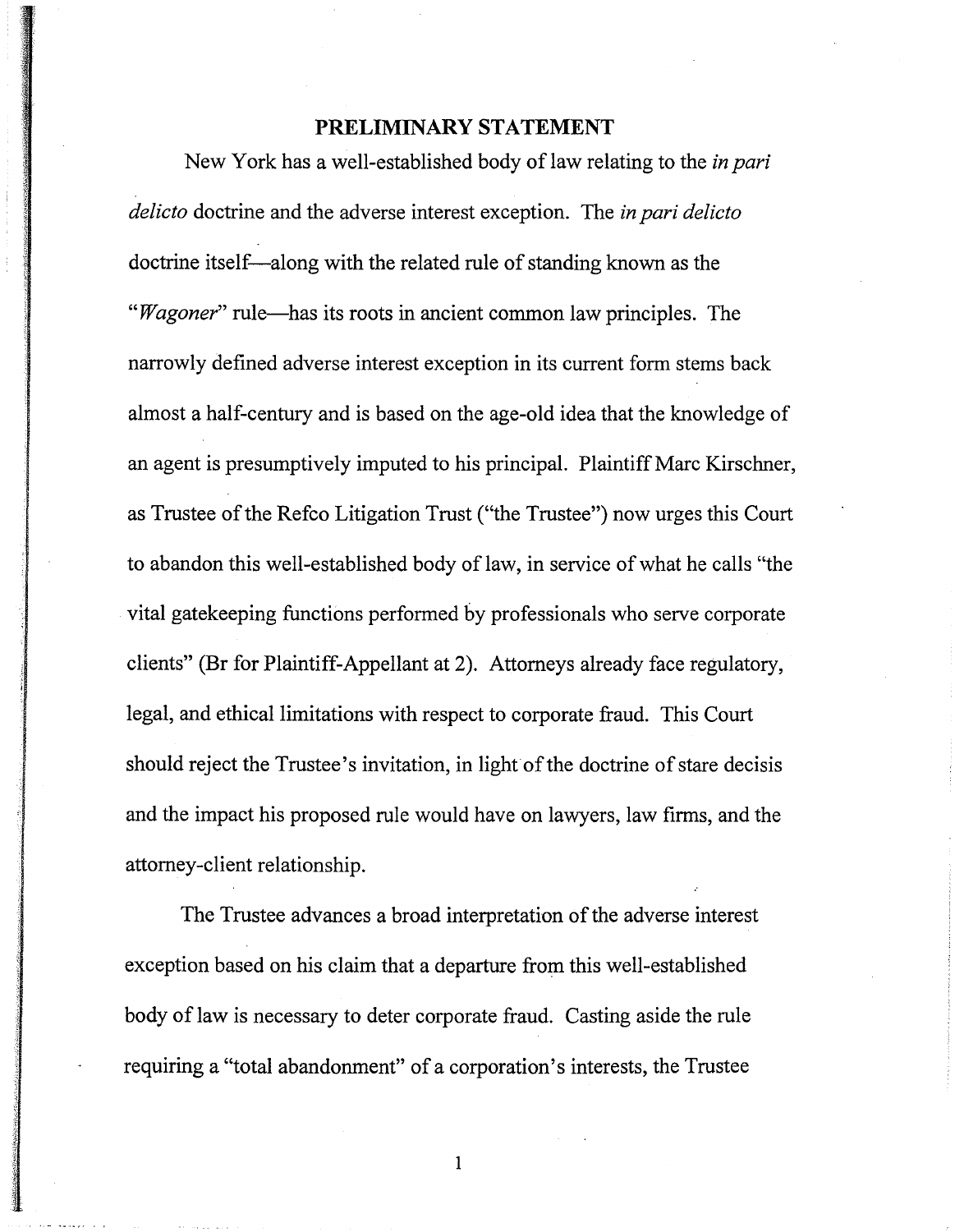## PRELIMINARY STATEMENT

New York has a well-established body of law relating to the *in pari delicto* doctrine and the adverse interest exception. The *in pari delicto* doctrine itself—along with the related rule of standing known as the "*Wagoner*" rule—has its roots in ancient common law principles. The narrowly defined adverse interest exception in its current form stems back almost a half-century and is based on the age-old idea that the knowledge of an agent is presumptively imputed to his principal. Plaintiff Marc Kirschner, as Trustee of the Refco Litigation Trust ("the Trustee") now urges this Court to abandon this well-established body of law, in service of what he calls "the vital gatekeeping functions performed by professionals who serve corporate clients" (Br for Plaintiff-Appellant at 2). Attorneys already face regulatory, legal, and ethical limitations with respect to corporate fraud. This Court should reject the Trustee's invitation, in light of the doctrine of stare decisis and the impact his proposed rule would have on lawyers, law firms, and the attorney-client relationship.

The Trustee advances a broad interpretation of the adverse interest exception based on his claim that a departure from this well-established body of law is necessary to deter corporate fraud. Casting aside the rule requiring a "total abandonment" of a corporation's interests, the Trustee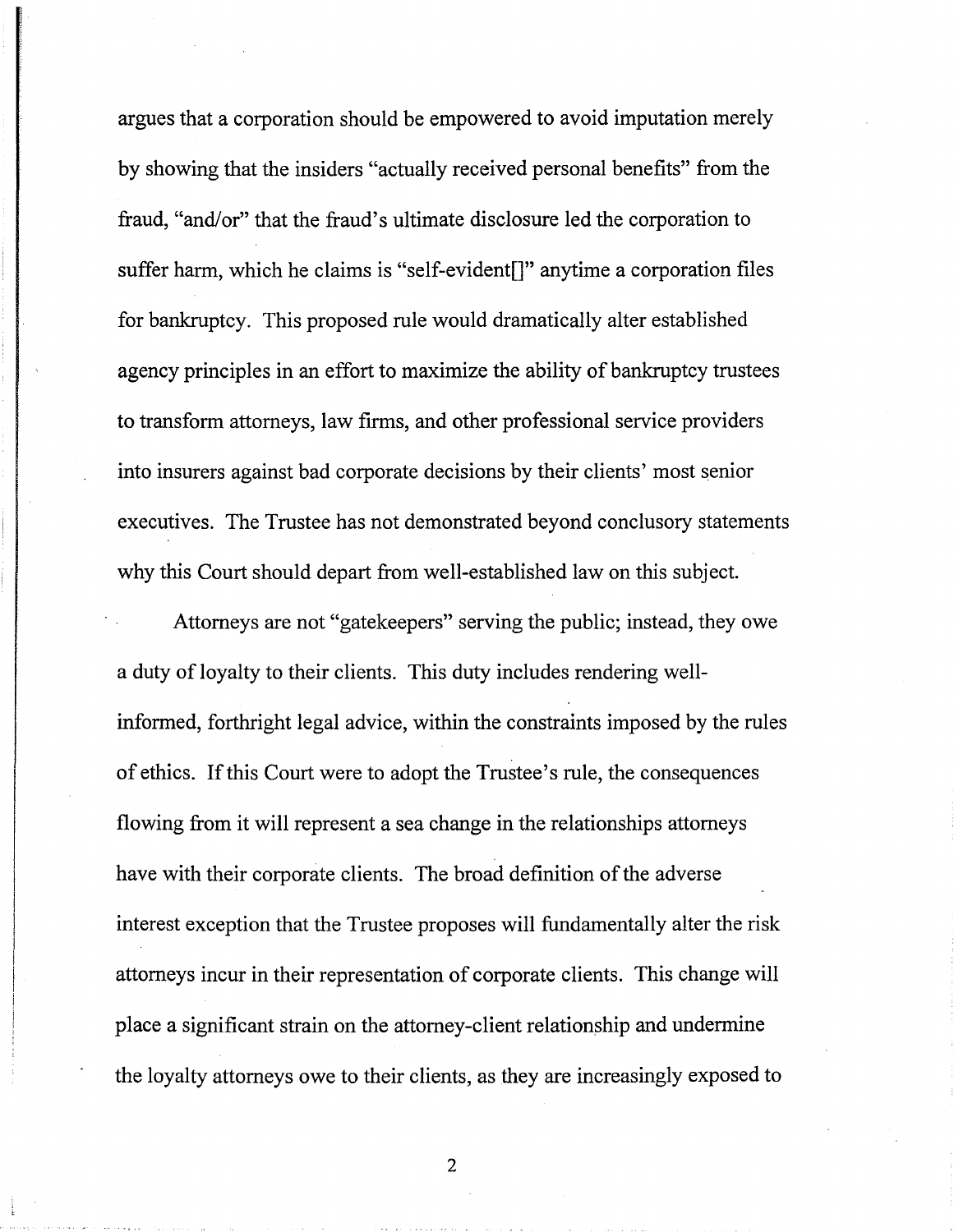argues that a corporation should be empowered to avoid imputation merely by showing that the insiders "actually received personal benefits" from the fraud, "and/or" that the fraud's ultimate disclosure led the corporation to suffer harm, which he claims is "self-evident[]" anytime a corporation files for bankruptcy. This proposed rule would dramatically alter established agency principles in an effort to maximize the ability of bankruptcy trustees to transform attorneys, law firms, and other professional service providers into insurers against bad corporate decisions by their clients' most senior executives. The Trustee has not demonstrated beyond conclusory statements why this Court should depart from well-established law on this subject.

Attorneys are not "gatekeepers" serving the public; instead, they owe a duty of loyalty to their clients. This duty includes rendering well-informed, forthright legal advice, within the constraints imposed by the rules of ethics. If this Court were to adopt the Trustee's rule, the consequences flowing from it will represent a sea change in the relationships attorneys have with their corporate clients. The broad definition of the adverse interest exception that the Trustee proposes will fundamentally alter the risk attorneys incur in their representation of corporate clients. This change will place a significant strain on the attorney-client relationship and undermine the loyalty attorneys owe to their clients, as they are increasingly exposed to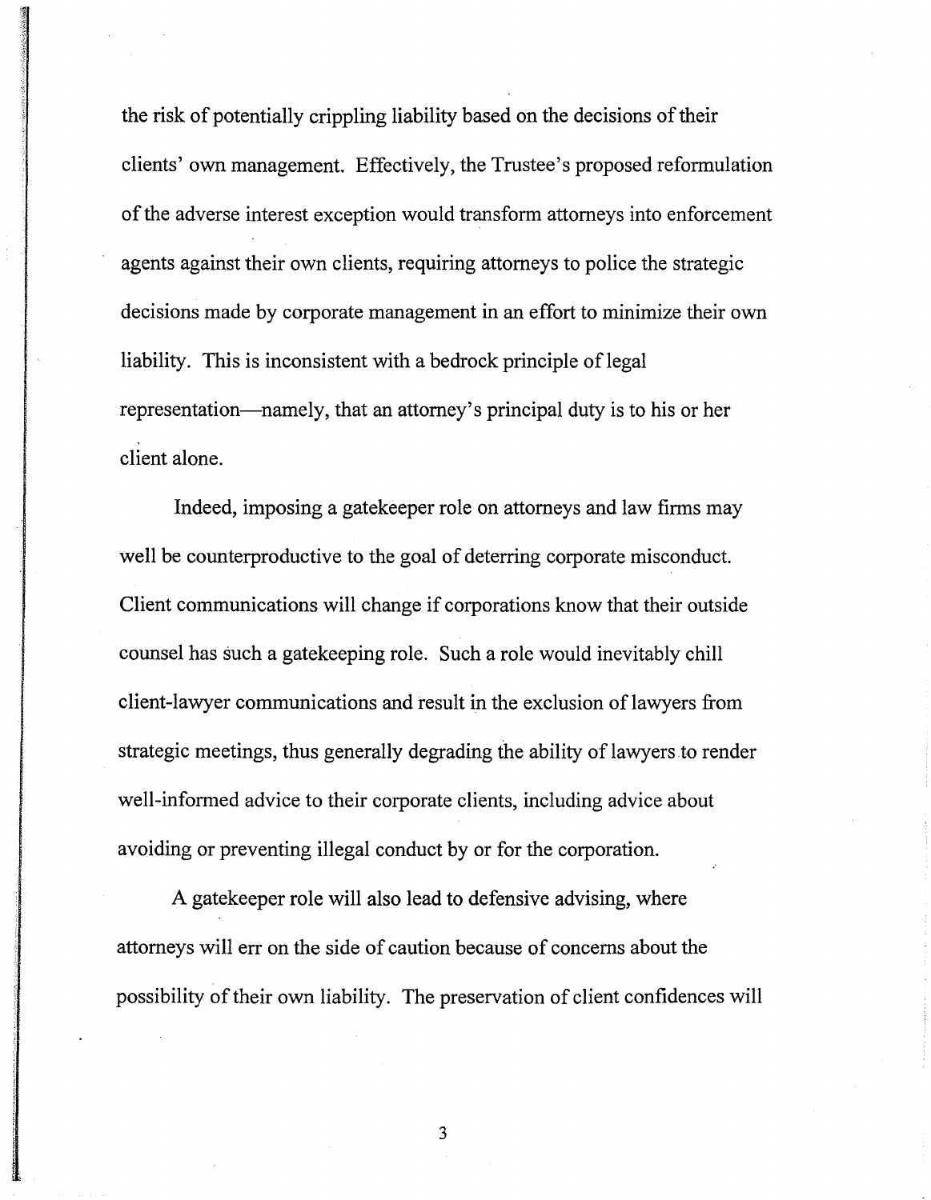the risk of potentially crippling liability based on the decisions of their clients' own management. Effectively, the Trustee's proposed reformulation of the adverse interest exception would transform attorneys into enforcement agents against their own clients, requiring attorneys to police the strategic decisions made by corporate management in an effort to minimize their own liability. This is inconsistent with a bedrock principle of legal representation—namely, that an attorney's principal duty is to his or her client alone.

Indeed, imposing a gatekeeper role on attorneys and law firms may well be counterproductive to the goal of deterring corporate misconduct. Client communications will change if corporations know that their outside counsel has such a gatekeeping role. Such a role would inevitably chill client-lawyer communications and result in the exclusion of lawyers from strategic meetings, thus generally degrading the ability of lawyers to render well-informed advice to their corporate clients, including advice about avoiding or preventing illegal conduct by or for the corporation.

A gatekeeper role will also lead to defensive advising, where attorneys will err on the side of caution because of concerns about the possibility of their own liability. The preservation of client confidences will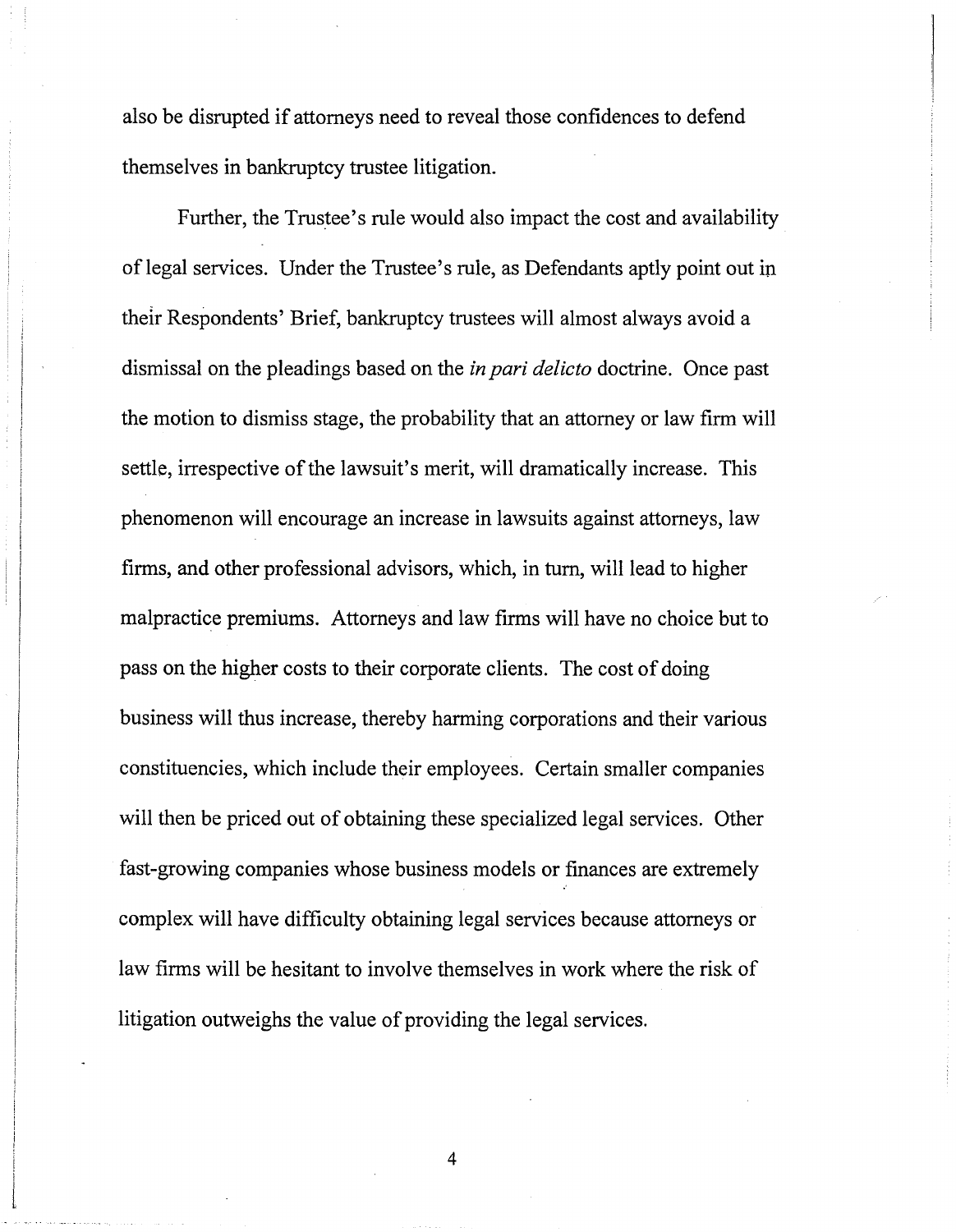also be disrupted if attorneys need to reveal those confidences to defend themselves in bankruptcy trustee litigation.

Further, the Trustee's rule would also impact the cost and availability of legal services. Under the Trustee's rule, as Defendants aptly point out in their Respondents' Brief, bankruptcy trustees will almost always avoid a dismissal on the pleadings based on the *in pari delicto* doctrine. Once past the motion to dismiss stage, the probability that an attorney or law firm will settle, irrespective of the lawsuit's merit, will dramatically increase. This phenomenon will encourage an increase in lawsuits against attorneys, law firms, and other professional advisors, which, in turn, will lead to higher malpractice premiums. Attorneys and law firms will have no choice but to pass on the higher costs to their corporate clients. The cost of doing business will thus increase, thereby harming corporations and their various constituencies, which include their employees. Certain smaller companies will then be priced out of obtaining these specialized legal services. Other fast-growing companies whose business models or finances are extremely complex will have difficulty obtaining legal services because attorneys or law firms will be hesitant to involve themselves in work where the risk of litigation outweighs the value of providing the legal services.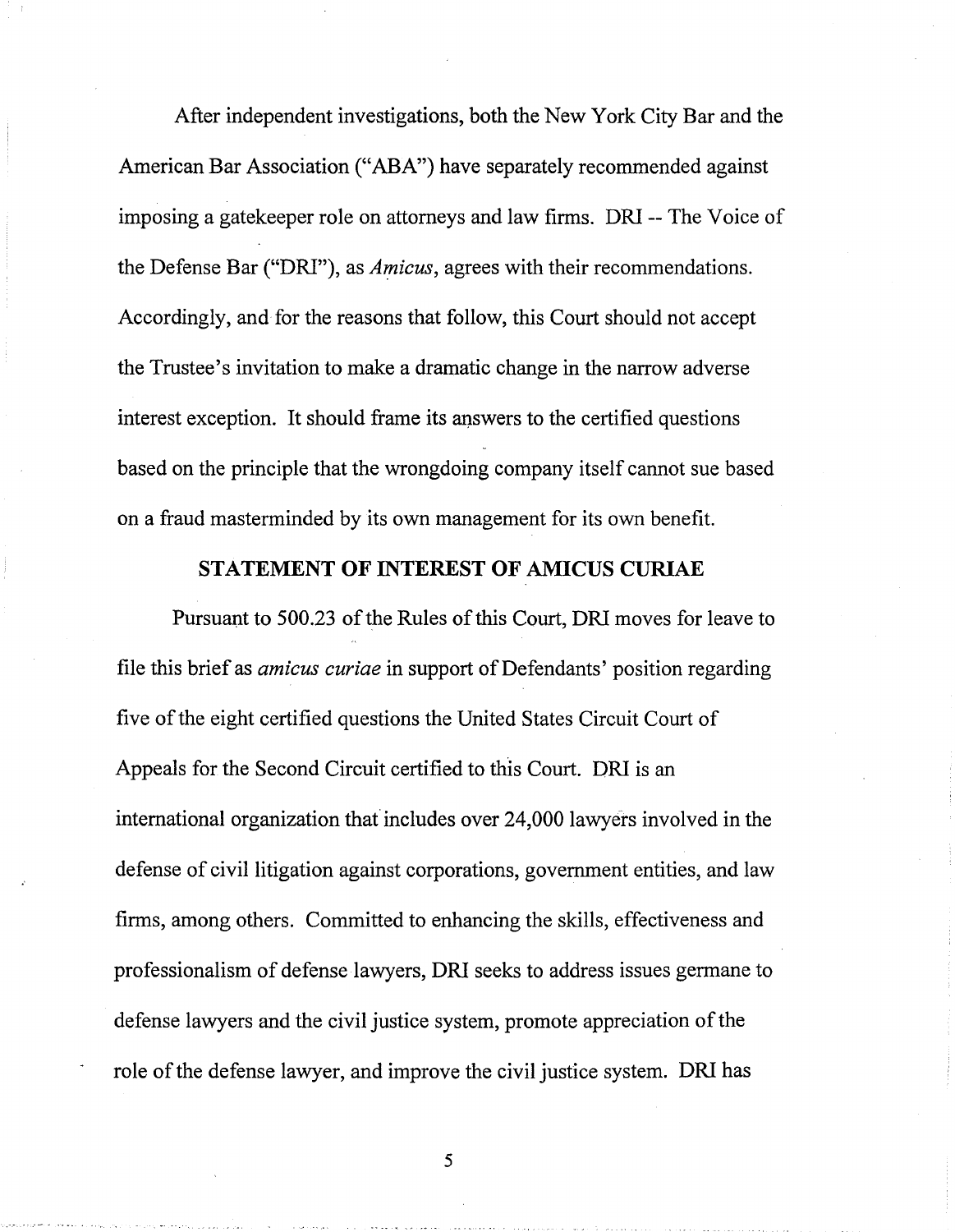After independent investigations, both the New York City Bar and the American Bar Association ("ABA") have separately recommended against imposing a gatekeeper role on attorneys and law firms. DRI -- The Voice of the Defense Bar ("DRI"), as *Amicus*, agrees with their recommendations. Accordingly, and for the reasons that follow, this Court should not accept the Trustee's invitation to make a dramatic change in the narrow adverse interest exception. It should frame its answers to the certified questions based on the principle that the wrongdoing company itself cannot sue based on a fraud masterminded by its own management for its own benefit.

## STATEMENT OF INTEREST OF AMICUS CURIAE

Pursuant to 500.23 of the Rules of this Court, DRI moves for leave to file this brief as *amicus curiae* in support of Defendants' position regarding five of the eight certified questions the United States Circuit Court of Appeals for the Second Circuit certified to this Court. DRI is an international organization that includes over 24,000 lawyers involved in the defense of civil litigation against corporations, government entities, and law firms, among others. Committed to enhancing the skills, effectiveness and professionalism of defense lawyers, DRI seeks to address issues germane to defense lawyers and the civil justice system, promote appreciation of the role of the defense lawyer, and improve the civil justice system. DRI has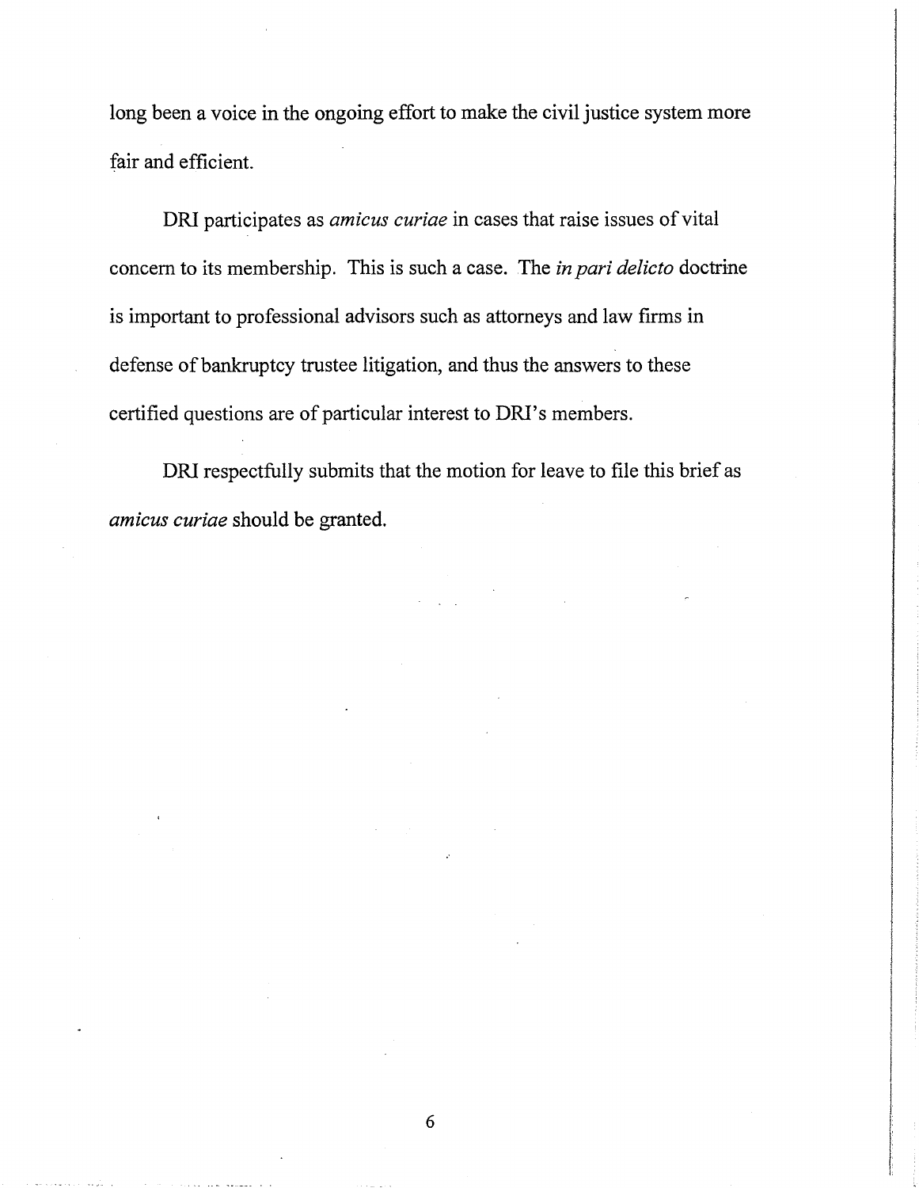long been a voice in the ongoing effort to make the civil justice system more fair and efficient.

DRI participates as *amicus curiae* in cases that raise issues of vital concern to its membership. This is such a case. The *in pari delicto* doctrine is important to professional advisors such as attorneys and law firms in defense of bankruptcy trustee litigation, and thus the answers to these certified questions are of particular interest to DRI's members.

DRI respectfully submits that the motion for leave to file this brief as *amicus curiae* should be granted.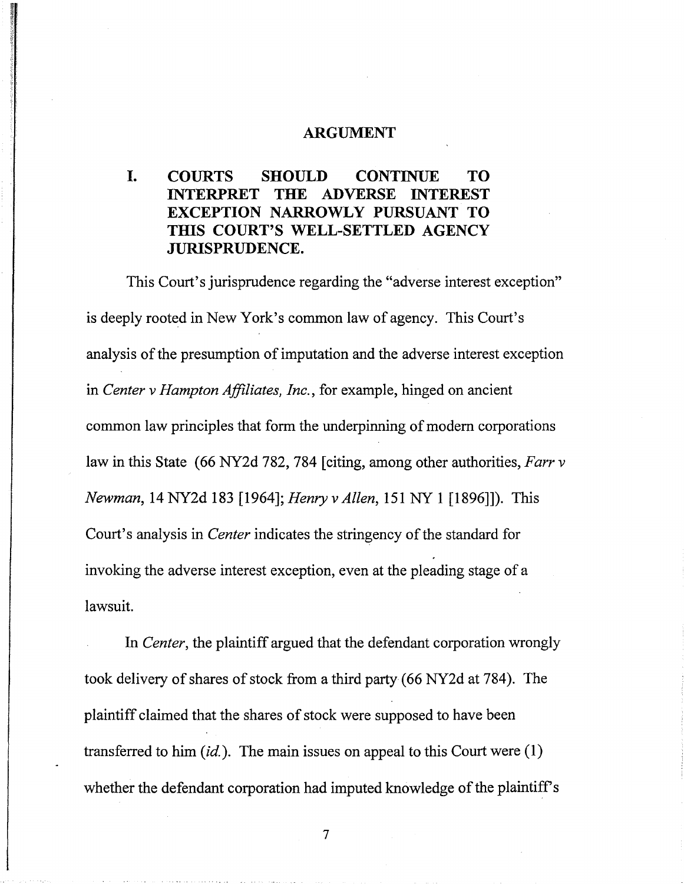## ARGUMENT

### I. COURTS SHOULD CONTINUE TO INTERPRET THE ADVERSE INTEREST EXCEPTION NARROWLY PURSUANT TO THIS COURT'S WELL-SETTLED AGENCY JURISPRUDENCE.

This Court's jurisprudence regarding the "adverse interest exception" is deeply rooted in New York's common law of agency. This Court's analysis of the presumption of imputation and the adverse interest exception in *Center v Hampton Affiliates, Inc.*, for example, hinged on ancient common law principles that form the underpinning of modern corporations law in this State (66 NY2d 782, 784 [citing, among other authorities, *Farr v Newman*, 14 NY2d 183 [1964]; *Henry v Allen*, 151 NY 1 [1896]]). This Court's analysis in *Center* indicates the stringency of the standard for invoking the adverse interest exception, even at the pleading stage of a lawsuit.

In *Center*, the plaintiff argued that the defendant corporation wrongly took delivery of shares of stock from a third party (66 NY2d at 784). The plaintiff claimed that the shares of stock were supposed to have been transferred to him (*id.*). The main issues on appeal to this Court were (1) whether the defendant corporation had imputed knowledge of the plaintiff's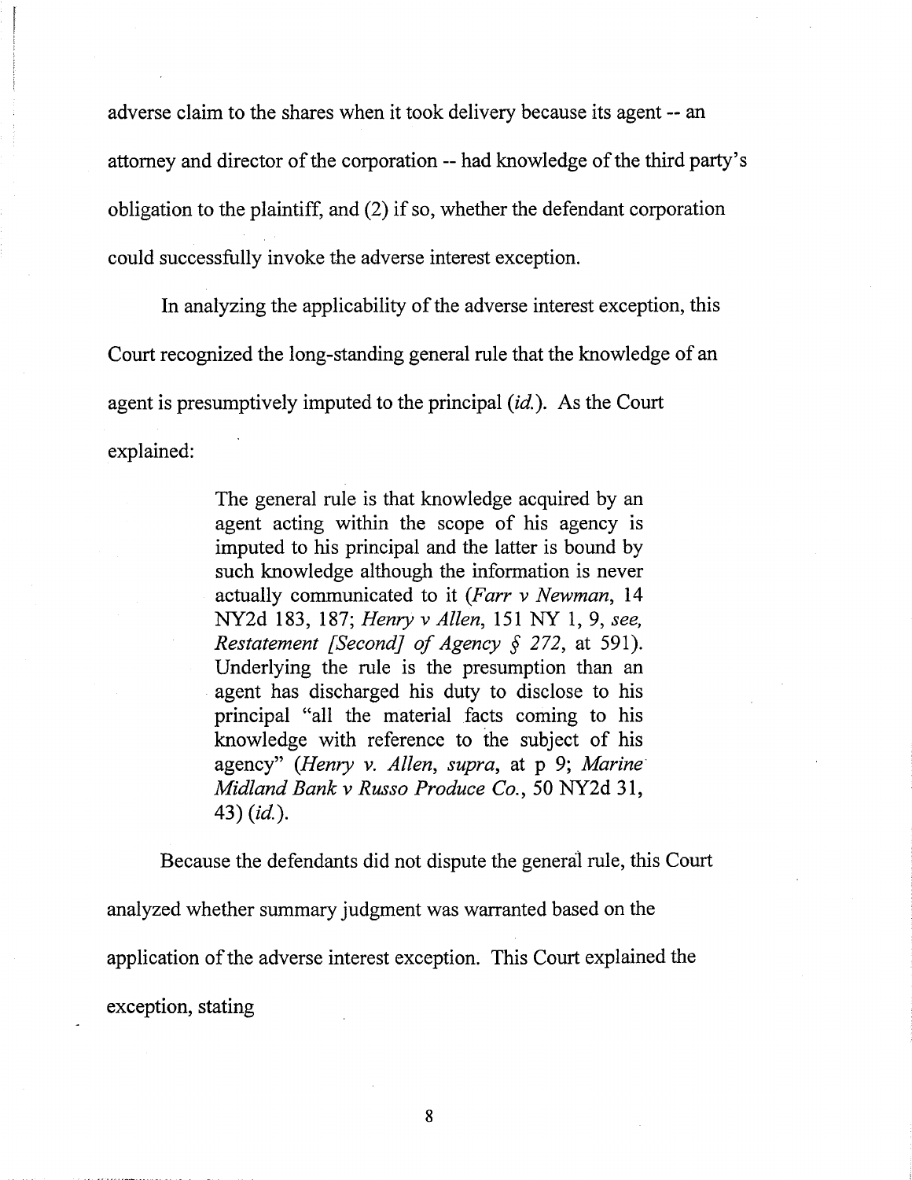adverse claim to the shares when it took delivery because its agent -- an attorney and director of the corporation -- had knowledge of the third party's obligation to the plaintiff, and (2) if so, whether the defendant corporation could successfully invoke the adverse interest exception.

In analyzing the applicability of the adverse interest exception, this Court recognized the long-standing general rule that the knowledge of an agent is presumptively imputed to the principal (*id.*). As the Court explained:

> The general rule is that knowledge acquired by an agent acting within the scope of his agency is imputed to his principal and the latter is bound by such knowledge although the information is never actually communicated to it (*Farr v Newman*, 14 NY2d 183, 187; *Henry v Allen*, 151 NY 1, 9, *see, Restatement [Second] of Agency § 272*, at 591). Underlying the rule is the presumption than an agent has discharged his duty to disclose to his principal "all the material facts coming to his knowledge with reference to the subject of his agency" (*Henry v. Allen, supra*, at p 9; *Marine Midland Bank v Russo Produce Co.*, 50 NY2d 31, 43) (*id.*).

Because the defendants did not dispute the general rule, this Court analyzed whether summary judgment was warranted based on the application of the adverse interest exception. This Court explained the exception, stating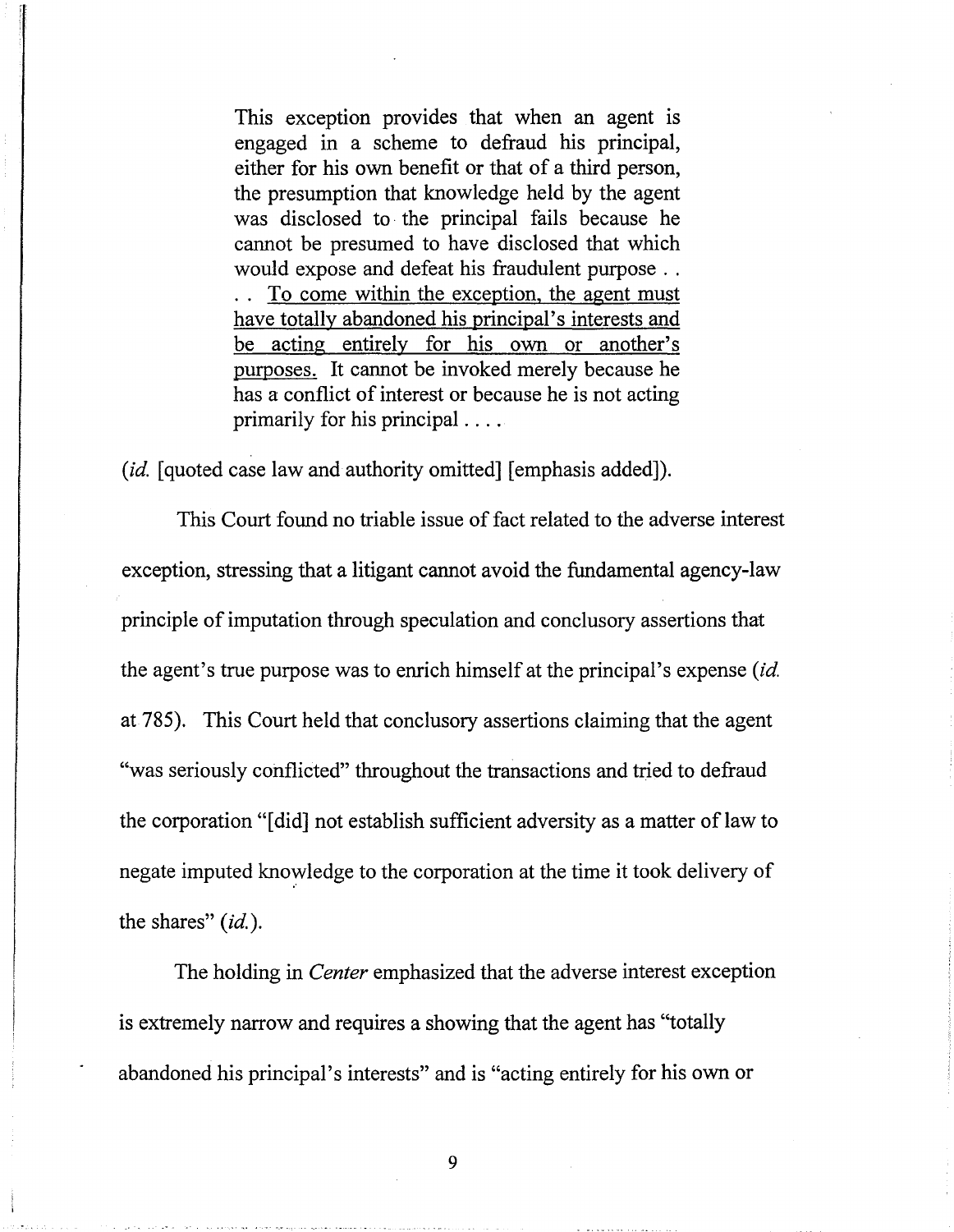> This exception provides that when an agent is engaged in a scheme to defraud his principal, either for his own benefit or that of a third person, the presumption that knowledge held by the agent was disclosed to the principal fails because he cannot be presumed to have disclosed that which would expose and defeat his fraudulent purpose . . . . To come within the exception, the agent must have totally abandoned his principal's interests and be acting entirely for his own or another's purposes. It cannot be invoked merely because he has a conflict of interest or because he is not acting primarily for his principal . . . .

(*id.* [quoted case law and authority omitted] [emphasis added]).

This Court found no triable issue of fact related to the adverse interest exception, stressing that a litigant cannot avoid the fundamental agency-law principle of imputation through speculation and conclusory assertions that the agent's true purpose was to enrich himself at the principal's expense (*id.* at 785). This Court held that conclusory assertions claiming that the agent "was seriously conflicted" throughout the transactions and tried to defraud the corporation "[did] not establish sufficient adversity as a matter of law to negate imputed knowledge to the corporation at the time it took delivery of the shares" (*id.*).

The holding in *Center* emphasized that the adverse interest exception is extremely narrow and requires a showing that the agent has "totally abandoned his principal's interests" and is "acting entirely for his own or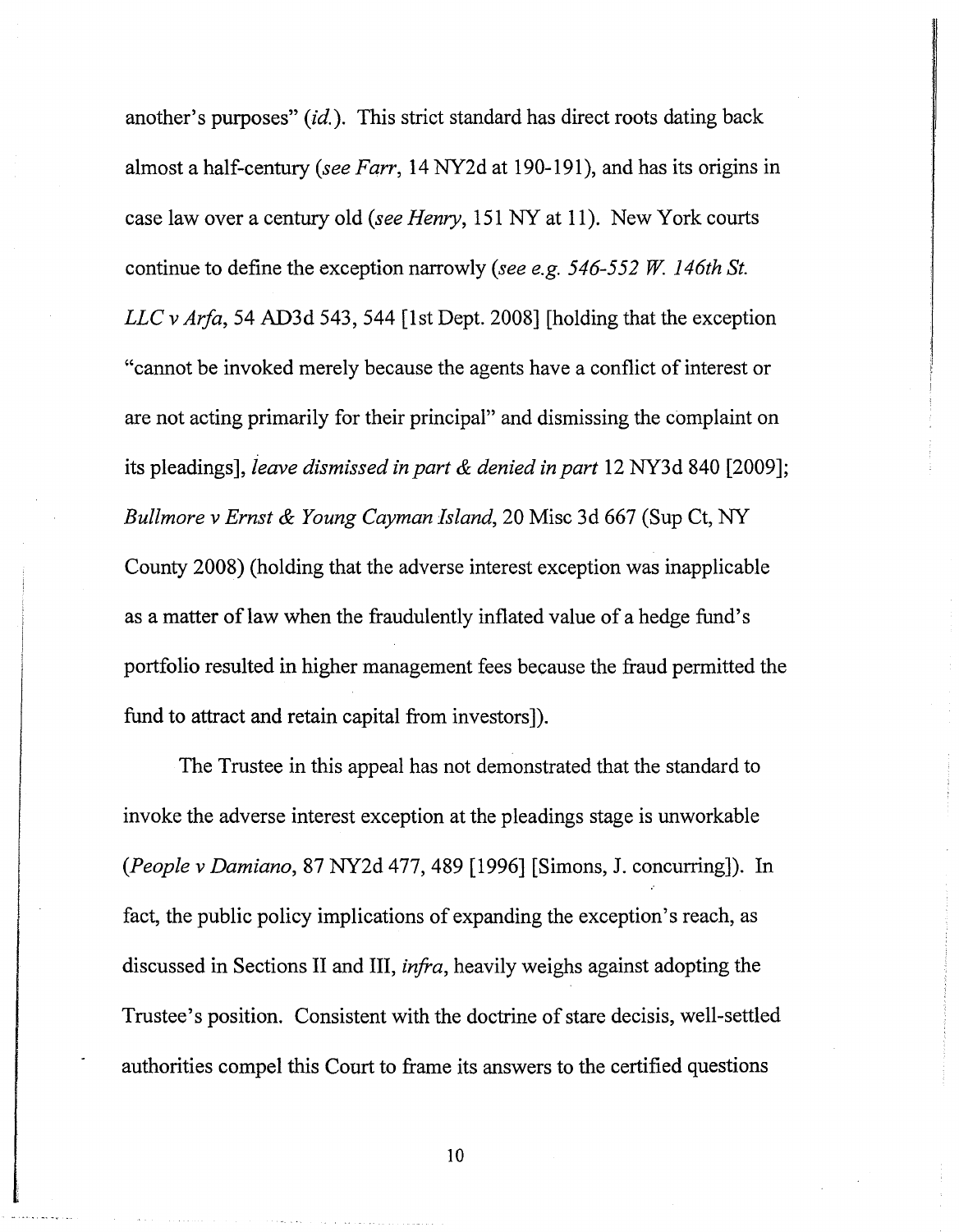another's purposes" (*id.*). This strict standard has direct roots dating back almost a half-century (*see Farr*, 14 NY2d at 190-191), and has its origins in case law over a century old (*see Henry*, 151 NY at 11). New York courts continue to define the exception narrowly (*see e.g. 546-552 W. 146th St. LLC v Arfa*, 54 AD3d 543, 544 [1st Dept. 2008] [holding that the exception "cannot be invoked merely because the agents have a conflict of interest or are not acting primarily for their principal" and dismissing the complaint on its pleadings], *leave dismissed in part & denied in part* 12 NY3d 840 [2009]; *Bullmore v Ernst & Young Cayman Island*, 20 Misc 3d 667 (Sup Ct, NY County 2008) (holding that the adverse interest exception was inapplicable as a matter of law when the fraudulently inflated value of a hedge fund's portfolio resulted in higher management fees because the fraud permitted the fund to attract and retain capital from investors]).

The Trustee in this appeal has not demonstrated that the standard to invoke the adverse interest exception at the pleadings stage is unworkable (*People v Damiano*, 87 NY2d 477, 489 [1996] [Simons, J. concurring]). In fact, the public policy implications of expanding the exception's reach, as discussed in Sections II and III, *infra*, heavily weighs against adopting the Trustee's position. Consistent with the doctrine of stare decisis, well-settled authorities compel this Court to frame its answers to the certified questions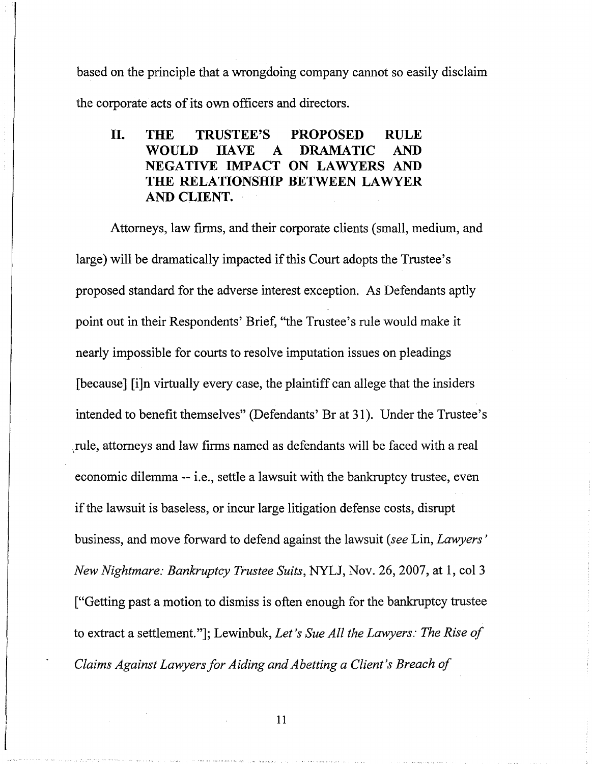based on the principle that a wrongdoing company cannot so easily disclaim the corporate acts of its own officers and directors.

## II. THE TRUSTEE'S PROPOSED RULE WOULD HAVE A DRAMATIC AND NEGATIVE IMPACT ON LAWYERS AND THE RELATIONSHIP BETWEEN LAWYER AND CLIENT.

Attorneys, law firms, and their corporate clients (small, medium, and large) will be dramatically impacted if this Court adopts the Trustee's proposed standard for the adverse interest exception. As Defendants aptly point out in their Respondents' Brief, "the Trustee's rule would make it nearly impossible for courts to resolve imputation issues on pleadings [because] [i]n virtually every case, the plaintiff can allege that the insiders intended to benefit themselves" (Defendants' Br at 31). Under the Trustee's rule, attorneys and law firms named as defendants will be faced with a real economic dilemma -- i.e., settle a lawsuit with the bankruptcy trustee, even if the lawsuit is baseless, or incur large litigation defense costs, disrupt business, and move forward to defend against the lawsuit (*see* Lin, *Lawyers' New Nightmare: Bankruptcy Trustee Suits*, NYLJ, Nov. 26, 2007, at 1, col 3 ["Getting past a motion to dismiss is often enough for the bankruptcy trustee to extract a settlement."]; Lewinbuk, *Let's Sue All the Lawyers: The Rise of Claims Against Lawyers for Aiding and Abetting a Client's Breach of*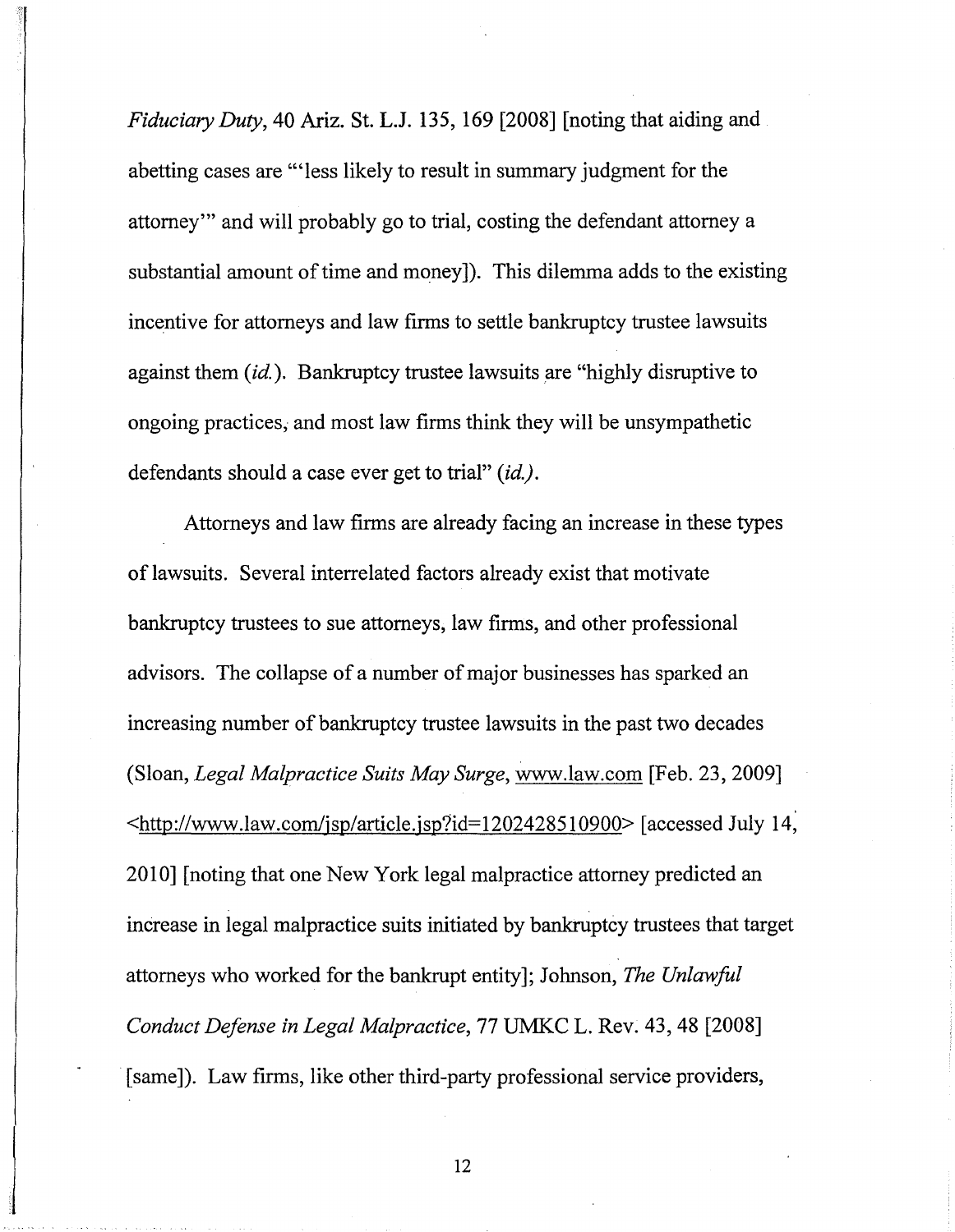*Fiduciary Duty*, 40 Ariz. St. L.J. 135, 169 [2008] [noting that aiding and abetting cases are "'less likely to result in summary judgment for the attorney'" and will probably go to trial, costing the defendant attorney a substantial amount of time and money]). This dilemma adds to the existing incentive for attorneys and law firms to settle bankruptcy trustee lawsuits against them (*id.*). Bankruptcy trustee lawsuits are "highly disruptive to ongoing practices, and most law firms think they will be unsympathetic defendants should a case ever get to trial" (*id.*).

Attorneys and law firms are already facing an increase in these types of lawsuits. Several interrelated factors already exist that motivate bankruptcy trustees to sue attorneys, law firms, and other professional advisors. The collapse of a number of major businesses has sparked an increasing number of bankruptcy trustee lawsuits in the past two decades (Sloan, *Legal Malpractice Suits May Surge*, www.law.com [Feb. 23, 2009] <http://www.law.com/jsp/article.jsp?id=1202428510900> [accessed July 14, 2010] [noting that one New York legal malpractice attorney predicted an increase in legal malpractice suits initiated by bankruptcy trustees that target attorneys who worked for the bankrupt entity]; Johnson, *The Unlawful Conduct Defense in Legal Malpractice*, 77 UMKC L. Rev. 43, 48 [2008] [same]). Law firms, like other third-party professional service providers,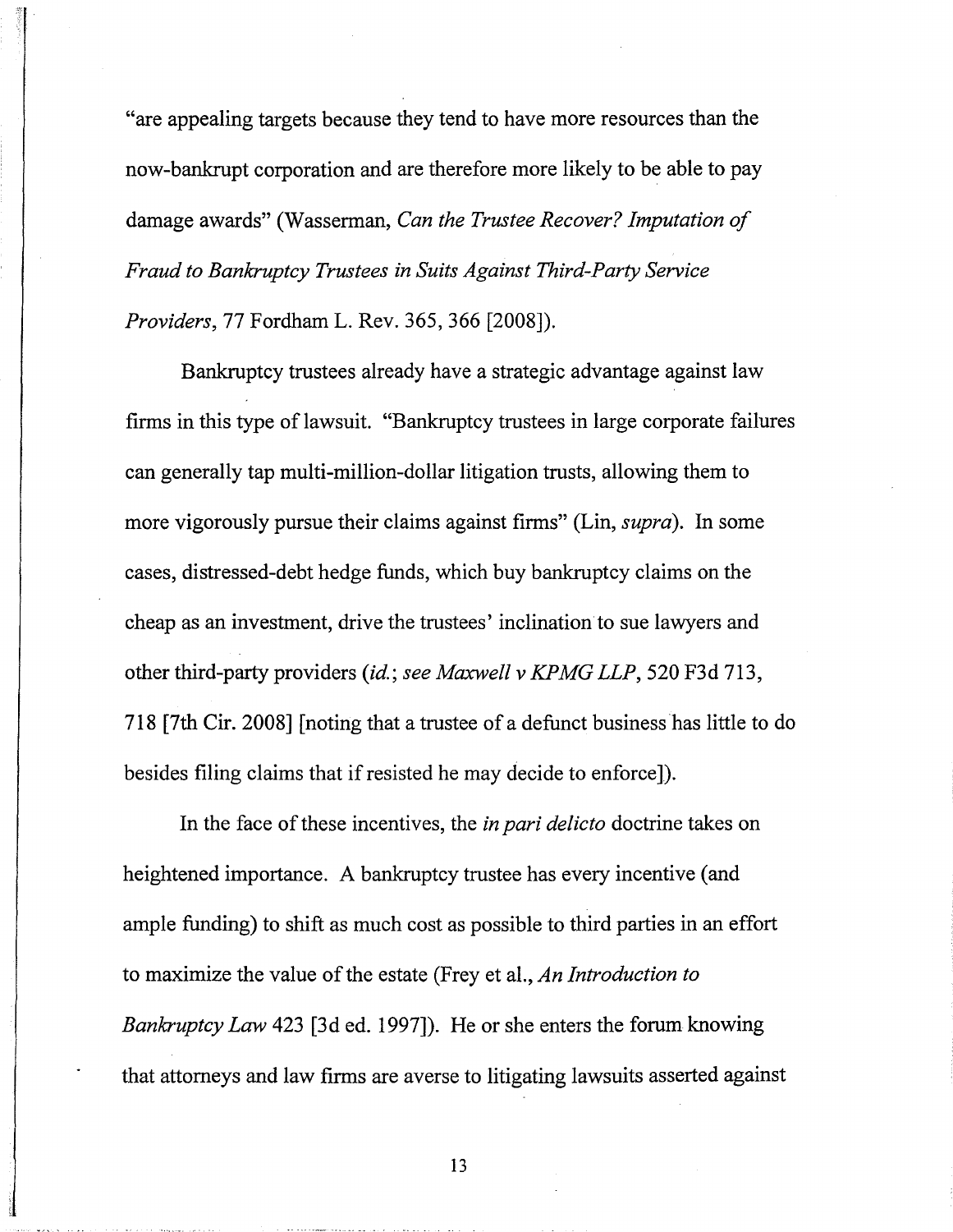"are appealing targets because they tend to have more resources than the now-bankrupt corporation and are therefore more likely to be able to pay damage awards" (Wasserman, *Can the Trustee Recover? Imputation of Fraud to Bankruptcy Trustees in Suits Against Third-Party Service Providers*, 77 Fordham L. Rev. 365, 366 [2008]).

Bankruptcy trustees already have a strategic advantage against law firms in this type of lawsuit. "Bankruptcy trustees in large corporate failures can generally tap multi-million-dollar litigation trusts, allowing them to more vigorously pursue their claims against firms" (Lin, *supra*). In some cases, distressed-debt hedge funds, which buy bankruptcy claims on the cheap as an investment, drive the trustees' inclination to sue lawyers and other third-party providers (*id.*; *see Maxwell v KPMG LLP*, 520 F3d 713, 718 [7th Cir. 2008] [noting that a trustee of a defunct business has little to do besides filing claims that if resisted he may decide to enforce]).

In the face of these incentives, the *in pari delicto* doctrine takes on heightened importance. A bankruptcy trustee has every incentive (and ample funding) to shift as much cost as possible to third parties in an effort to maximize the value of the estate (Frey et al., *An Introduction to Bankruptcy Law* 423 [3d ed. 1997]). He or she enters the forum knowing that attorneys and law firms are averse to litigating lawsuits asserted against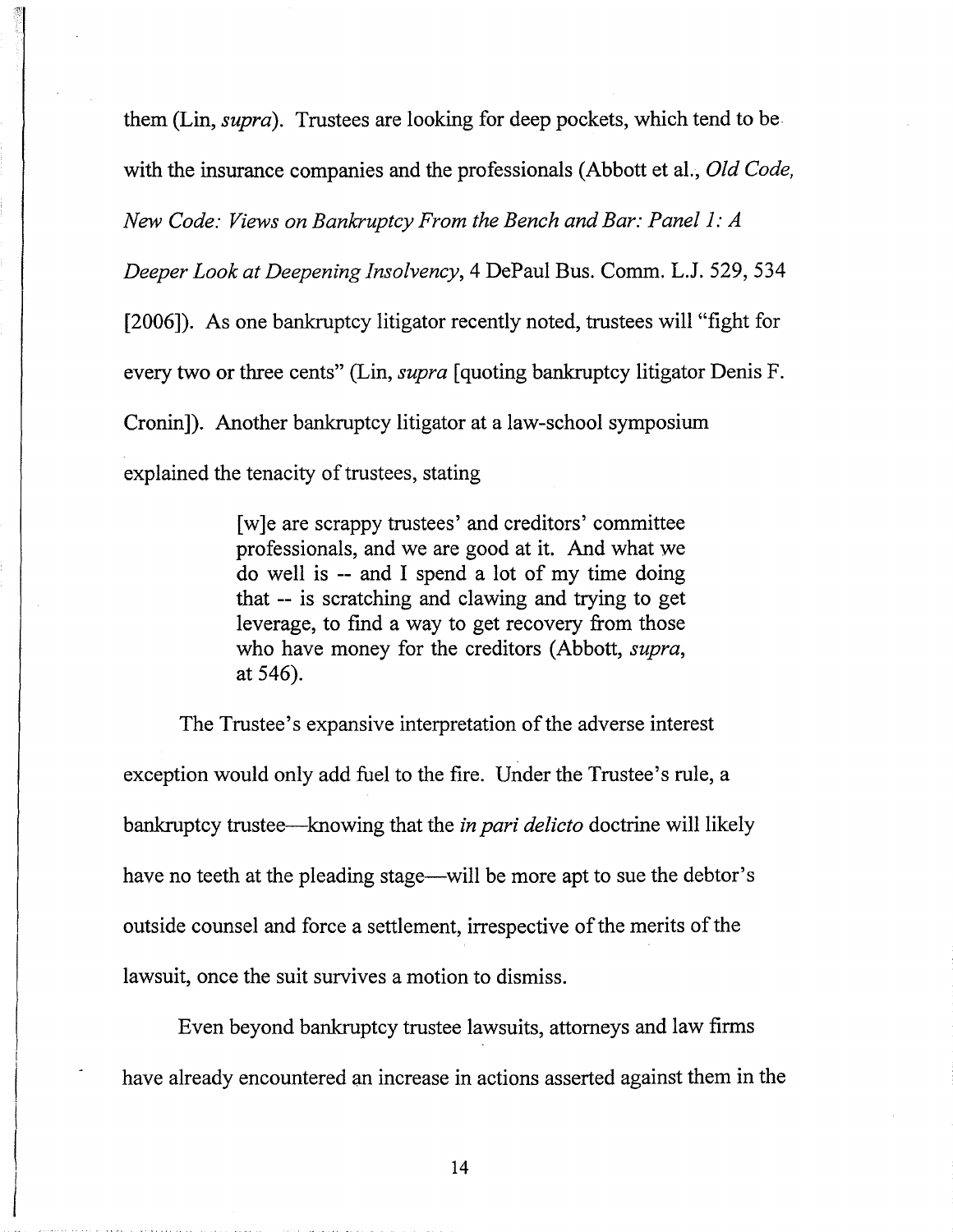them (Lin, *supra*). Trustees are looking for deep pockets, which tend to be with the insurance companies and the professionals (Abbott et al., *Old Code, New Code: Views on Bankruptcy From the Bench and Bar: Panel 1: A Deeper Look at Deepening Insolvency*, 4 DePaul Bus. Comm. L.J. 529, 534 [2006]). As one bankruptcy litigator recently noted, trustees will "fight for every two or three cents" (Lin, *supra* [quoting bankruptcy litigator Denis F. Cronin]). Another bankruptcy litigator at a law-school symposium explained the tenacity of trustees, stating

> [w]e are scrappy trustees' and creditors' committee professionals, and we are good at it. And what we do well is -- and I spend a lot of my time doing that -- is scratching and clawing and trying to get leverage, to find a way to get recovery from those who have money for the creditors (Abbott, *supra*, at 546).

The Trustee's expansive interpretation of the adverse interest exception would only add fuel to the fire. Under the Trustee's rule, a bankruptcy trustee—knowing that the *in pari delicto* doctrine will likely have no teeth at the pleading stage—will be more apt to sue the debtor's outside counsel and force a settlement, irrespective of the merits of the lawsuit, once the suit survives a motion to dismiss.

Even beyond bankruptcy trustee lawsuits, attorneys and law firms have already encountered an increase in actions asserted against them in the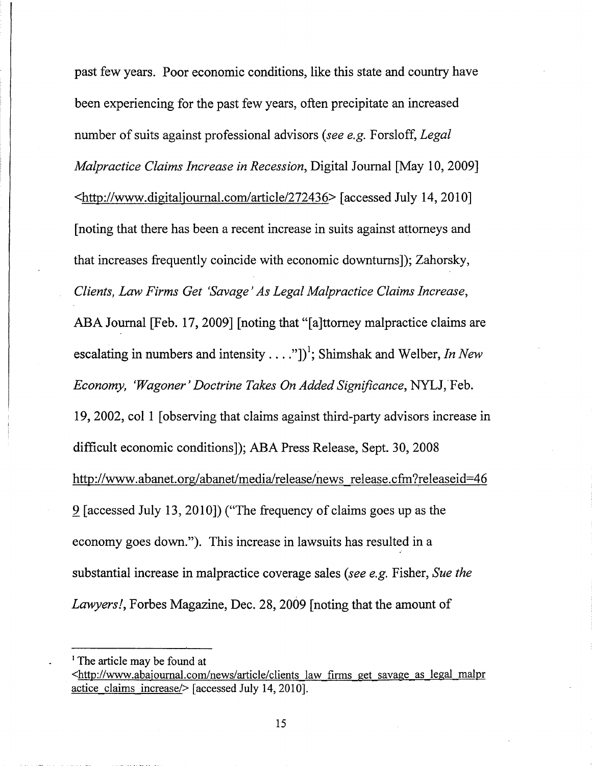past few years. Poor economic conditions, like this state and country have been experiencing for the past few years, often precipitate an increased number of suits against professional advisors (*see e.g.* Forsloff, *Legal Malpractice Claims Increase in Recession*, Digital Journal [May 10, 2009] <http://www.digitaljournal.com/article/272436> [accessed July 14, 2010] [noting that there has been a recent increase in suits against attorneys and that increases frequently coincide with economic downturns]); Zahorsky, *Clients, Law Firms Get 'Savage' As Legal Malpractice Claims Increase*, ABA Journal [Feb. 17, 2009] [noting that "[a]ttorney malpractice claims are escalating in numbers and intensity . . . ."])[1]; Shimshak and Welber, *In New Economy, 'Wagoner' Doctrine Takes On Added Significance*, NYLJ, Feb. 19, 2002, col 1 [observing that claims against third-party advisors increase in difficult economic conditions]); ABA Press Release, Sept. 30, 2008 http://www.abanet.org/abanet/media/release/news_release.cfm?releaseid=469 [accessed July 13, 2010]) ("The frequency of claims goes up as the economy goes down."). This increase in lawsuits has resulted in a substantial increase in malpractice coverage sales (*see e.g.* Fisher, *Sue the Lawyers!*, Forbes Magazine, Dec. 28, 2009 [noting that the amount of

---

[1] The article may be found at <http://www.abajournal.com/news/article/clients_law_firms_get_savage_as_legal_malpractice_claims_increase/> [accessed July 14, 2010].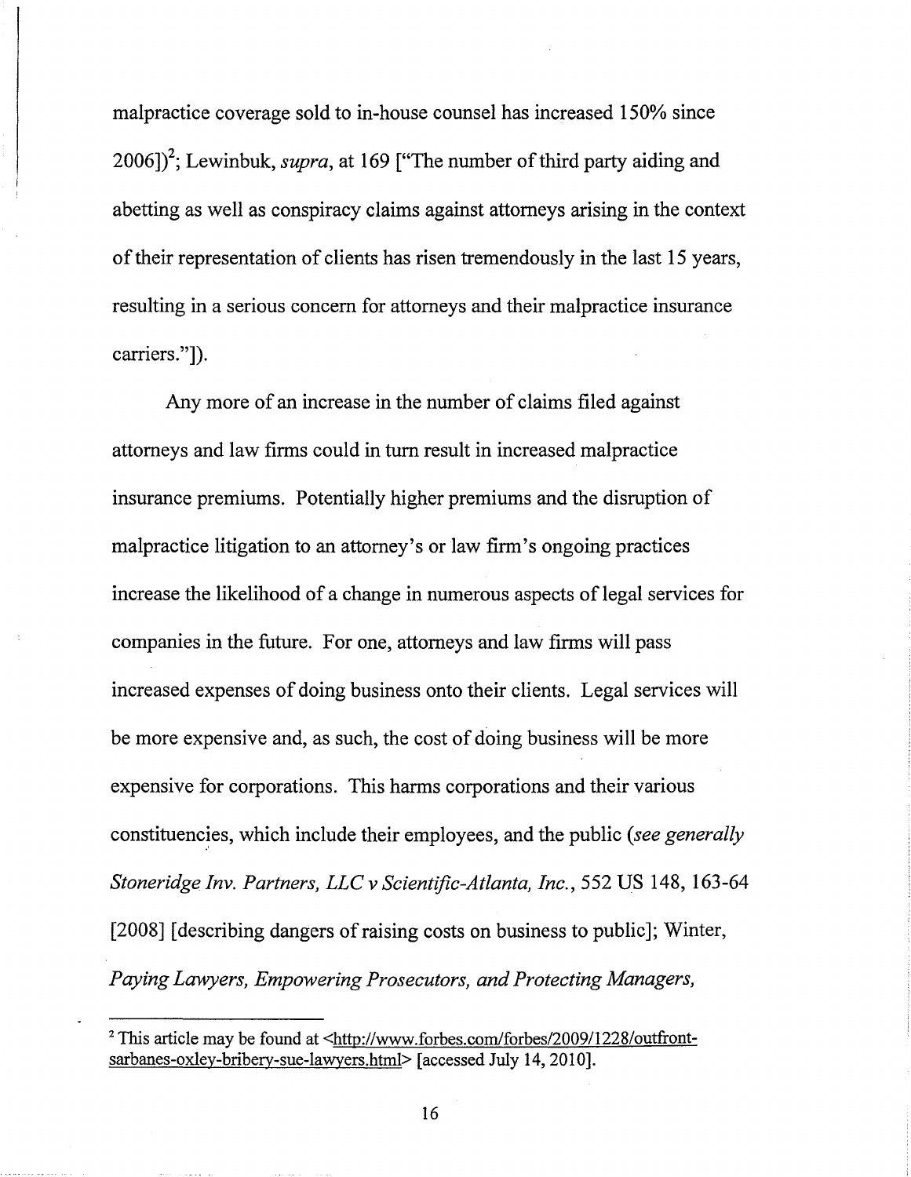malpractice coverage sold to in-house counsel has increased 150% since 2006])[2]; Lewinbuk, *supra*, at 169 ["The number of third party aiding and abetting as well as conspiracy claims against attorneys arising in the context of their representation of clients has risen tremendously in the last 15 years, resulting in a serious concern for attorneys and their malpractice insurance carriers."]).

Any more of an increase in the number of claims filed against attorneys and law firms could in turn result in increased malpractice insurance premiums. Potentially higher premiums and the disruption of malpractice litigation to an attorney's or law firm's ongoing practices increase the likelihood of a change in numerous aspects of legal services for companies in the future. For one, attorneys and law firms will pass increased expenses of doing business onto their clients. Legal services will be more expensive and, as such, the cost of doing business will be more expensive for corporations. This harms corporations and their various constituencies, which include their employees, and the public (*see generally Stoneridge Inv. Partners, LLC v Scientific-Atlanta, Inc.*, 552 US 148, 163-64 [2008] [describing dangers of raising costs on business to public]; Winter, *Paying Lawyers, Empowering Prosecutors, and Protecting Managers,*

---

[2] This article may be found at <http://www.forbes.com/forbes/2009/1228/outfront-sarbanes-oxley-bribery-sue-lawyers.html> [accessed July 14, 2010].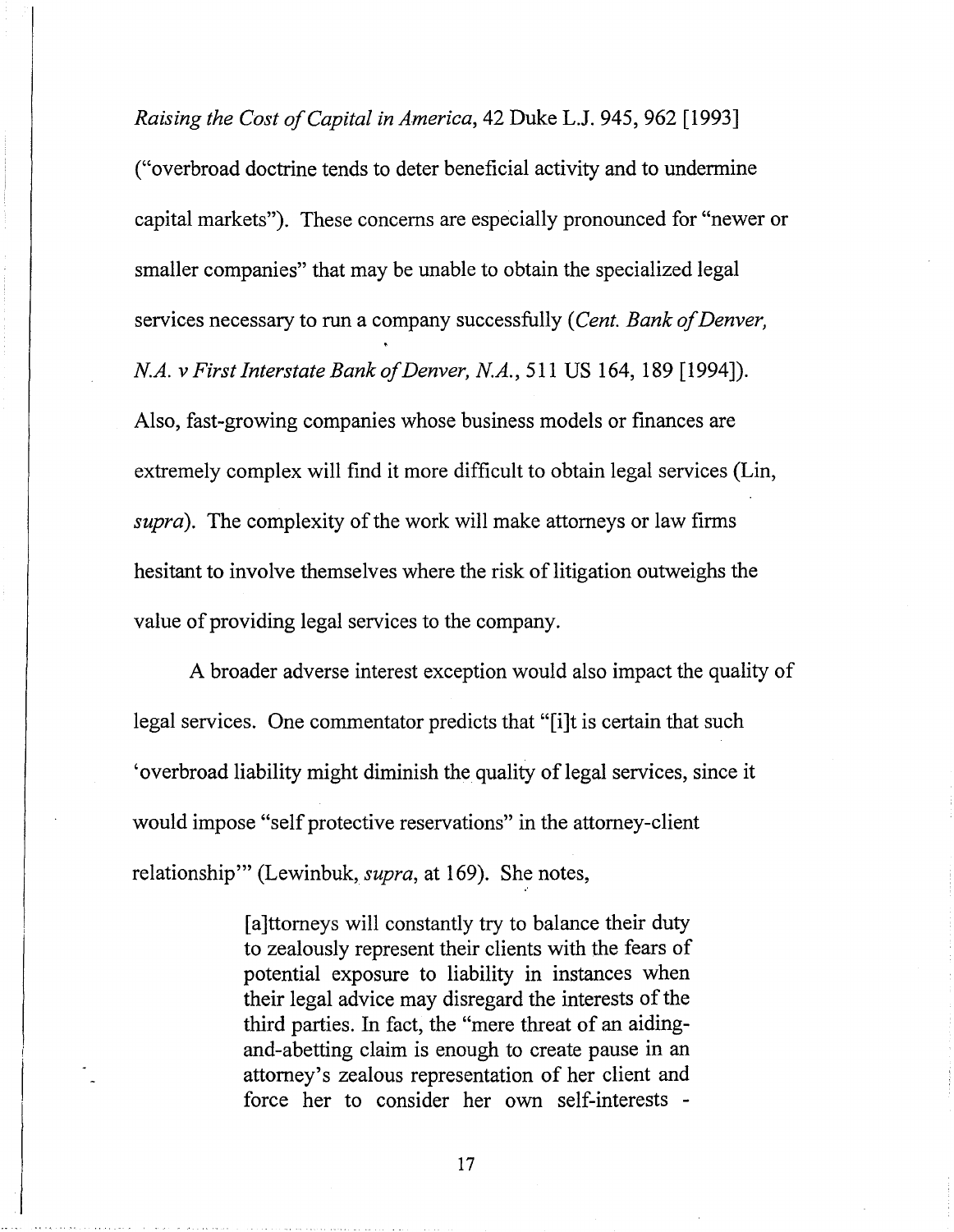*Raising the Cost of Capital in America*, 42 Duke L.J. 945, 962 [1993] ("overbroad doctrine tends to deter beneficial activity and to undermine capital markets"). These concerns are especially pronounced for "newer or smaller companies" that may be unable to obtain the specialized legal services necessary to run a company successfully (*Cent. Bank of Denver, N.A. v First Interstate Bank of Denver, N.A.*, 511 US 164, 189 [1994]). Also, fast-growing companies whose business models or finances are extremely complex will find it more difficult to obtain legal services (Lin, *supra*). The complexity of the work will make attorneys or law firms hesitant to involve themselves where the risk of litigation outweighs the value of providing legal services to the company.

A broader adverse interest exception would also impact the quality of legal services. One commentator predicts that "[i]t is certain that such 'overbroad liability might diminish the quality of legal services, since it would impose "self protective reservations" in the attorney-client relationship'" (Lewinbuk, *supra*, at 169). She notes,

> [a]ttorneys will constantly try to balance their duty to zealously represent their clients with the fears of potential exposure to liability in instances when their legal advice may disregard the interests of the third parties. In fact, the "mere threat of an aiding-and-abetting claim is enough to create pause in an attorney's zealous representation of her client and force her to consider her own self-interests -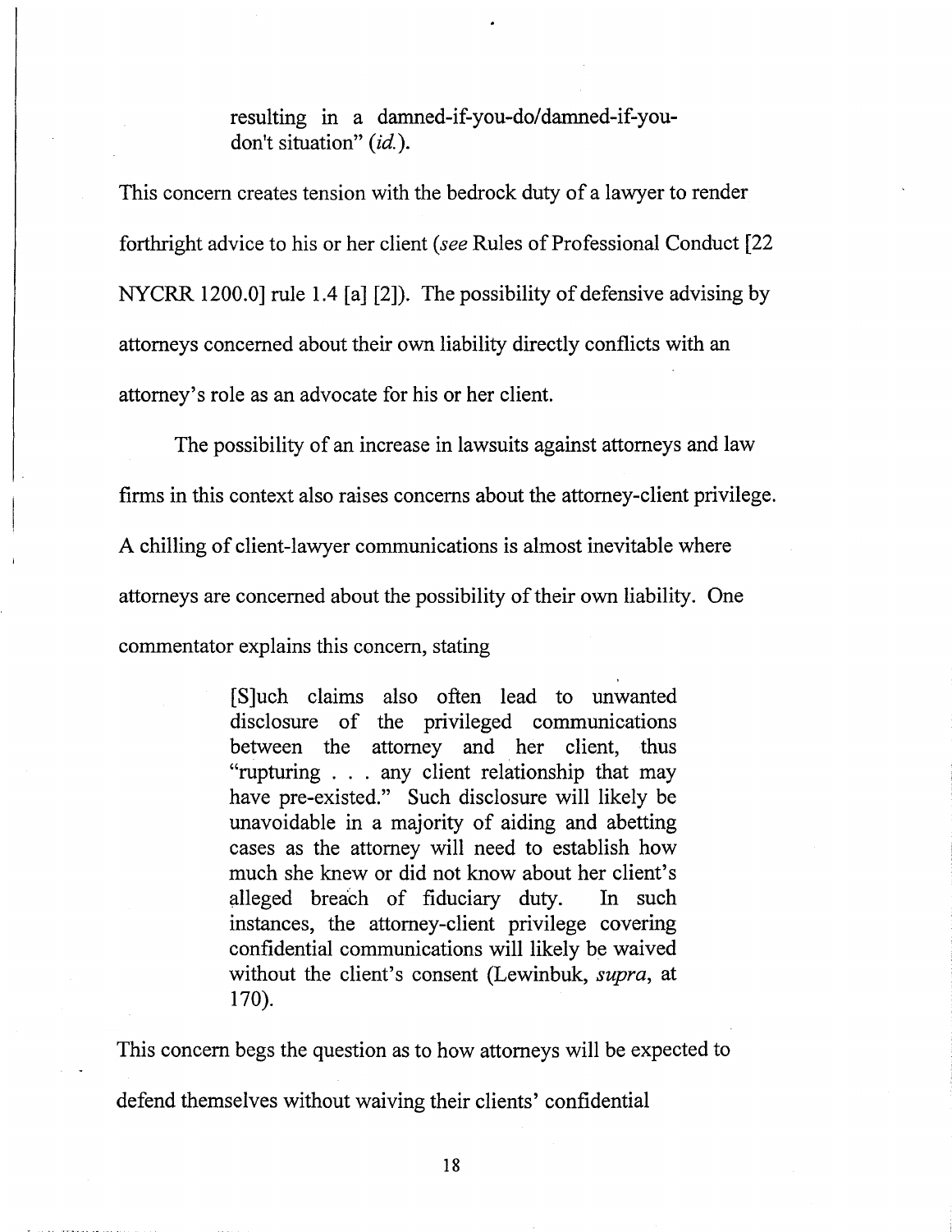> resulting in a damned-if-you-do/damned-if-you-don't situation" (*id.*).

This concern creates tension with the bedrock duty of a lawyer to render forthright advice to his or her client (*see* Rules of Professional Conduct [22 NYCRR 1200.0] rule 1.4 [a] [2]). The possibility of defensive advising by attorneys concerned about their own liability directly conflicts with an attorney's role as an advocate for his or her client.

The possibility of an increase in lawsuits against attorneys and law firms in this context also raises concerns about the attorney-client privilege. A chilling of client-lawyer communications is almost inevitable where attorneys are concerned about the possibility of their own liability. One commentator explains this concern, stating

> [S]uch claims also often lead to unwanted disclosure of the privileged communications between the attorney and her client, thus "rupturing . . . any client relationship that may have pre-existed." Such disclosure will likely be unavoidable in a majority of aiding and abetting cases as the attorney will need to establish how much she knew or did not know about her client's alleged breach of fiduciary duty. In such instances, the attorney-client privilege covering confidential communications will likely be waived without the client's consent (Lewinbuk, *supra*, at 170).

This concern begs the question as to how attorneys will be expected to defend themselves without waiving their clients' confidential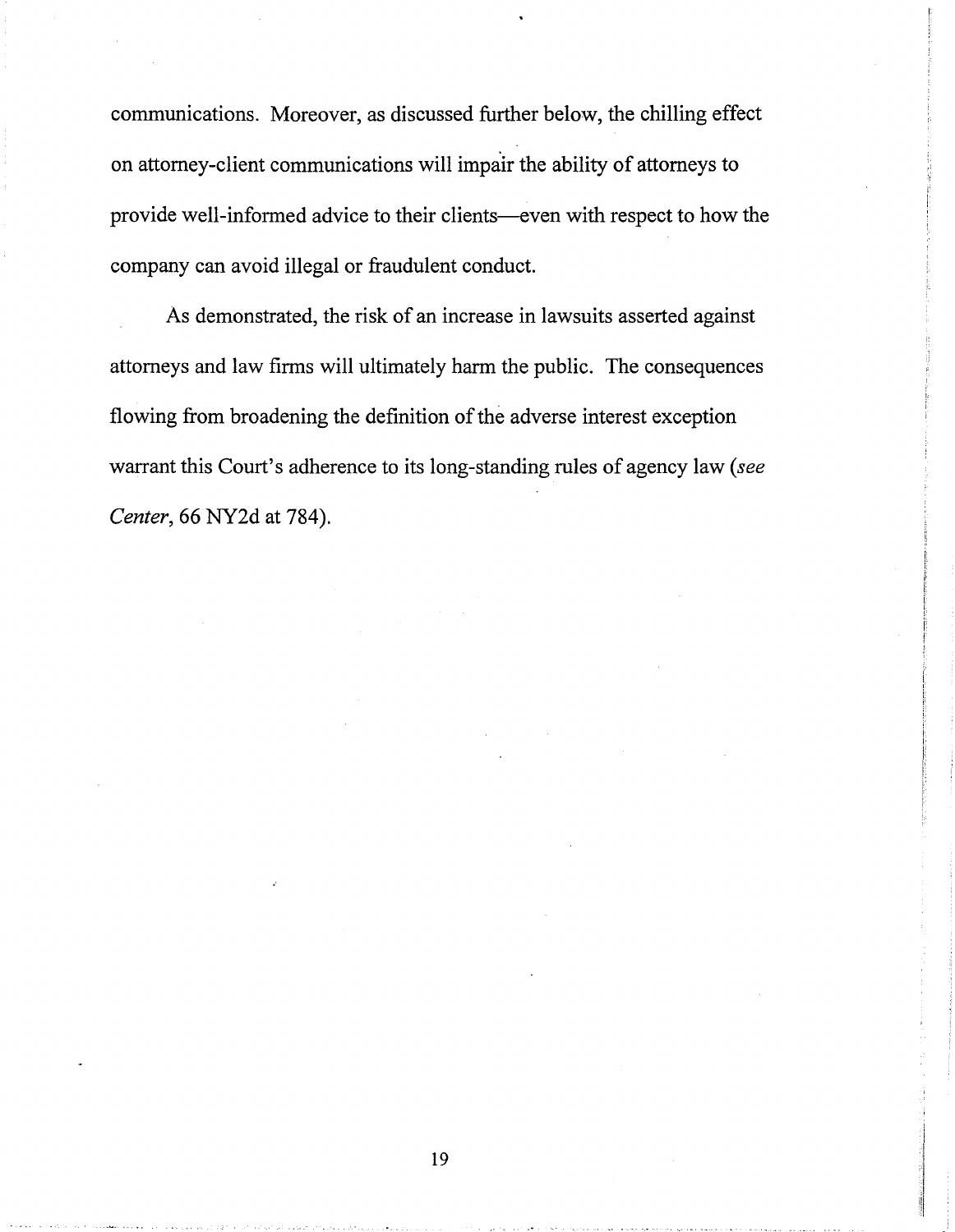communications. Moreover, as discussed further below, the chilling effect on attorney-client communications will impair the ability of attorneys to provide well-informed advice to their clients—even with respect to how the company can avoid illegal or fraudulent conduct.

As demonstrated, the risk of an increase in lawsuits asserted against attorneys and law firms will ultimately harm the public. The consequences flowing from broadening the definition of the adverse interest exception warrant this Court's adherence to its long-standing rules of agency law (*see Center*, 66 NY2d at 784).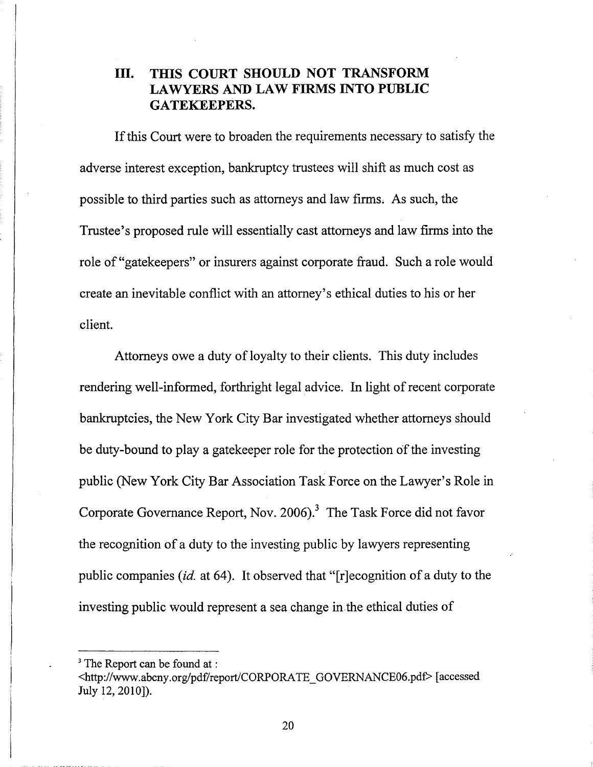## III. THIS COURT SHOULD NOT TRANSFORM LAWYERS AND LAW FIRMS INTO PUBLIC GATEKEEPERS.

If this Court were to broaden the requirements necessary to satisfy the adverse interest exception, bankruptcy trustees will shift as much cost as possible to third parties such as attorneys and law firms. As such, the Trustee's proposed rule will essentially cast attorneys and law firms into the role of "gatekeepers" or insurers against corporate fraud. Such a role would create an inevitable conflict with an attorney's ethical duties to his or her client.

Attorneys owe a duty of loyalty to their clients. This duty includes rendering well-informed, forthright legal advice. In light of recent corporate bankruptcies, the New York City Bar investigated whether attorneys should be duty-bound to play a gatekeeper role for the protection of the investing public (New York City Bar Association Task Force on the Lawyer's Role in Corporate Governance Report, Nov. 2006).[3] The Task Force did not favor the recognition of a duty to the investing public by lawyers representing public companies (*id.* at 64). It observed that "[r]ecognition of a duty to the investing public would represent a sea change in the ethical duties of

---

[3] The Report can be found at : <http://www.abcny.org/pdf/report/CORPORATE_GOVERNANCE06.pdf> [accessed July 12, 2010]).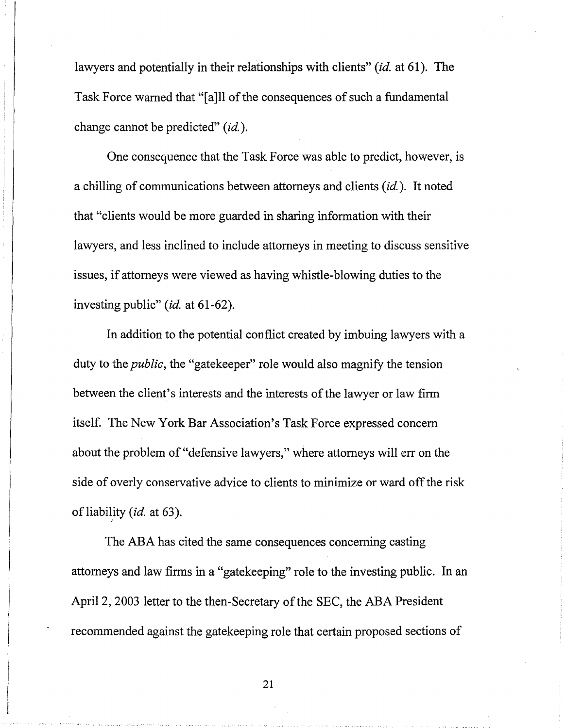lawyers and potentially in their relationships with clients" (*id.* at 61). The Task Force warned that "[a]ll of the consequences of such a fundamental change cannot be predicted" (*id.*).

One consequence that the Task Force was able to predict, however, is a chilling of communications between attorneys and clients (*id.*). It noted that "clients would be more guarded in sharing information with their lawyers, and less inclined to include attorneys in meeting to discuss sensitive issues, if attorneys were viewed as having whistle-blowing duties to the investing public" (*id.* at 61-62).

In addition to the potential conflict created by imbuing lawyers with a duty to the *public*, the "gatekeeper" role would also magnify the tension between the client's interests and the interests of the lawyer or law firm itself. The New York Bar Association's Task Force expressed concern about the problem of "defensive lawyers," where attorneys will err on the side of overly conservative advice to clients to minimize or ward off the risk of liability (*id.* at 63).

The ABA has cited the same consequences concerning casting attorneys and law firms in a "gatekeeping" role to the investing public. In an April 2, 2003 letter to the then-Secretary of the SEC, the ABA President recommended against the gatekeeping role that certain proposed sections of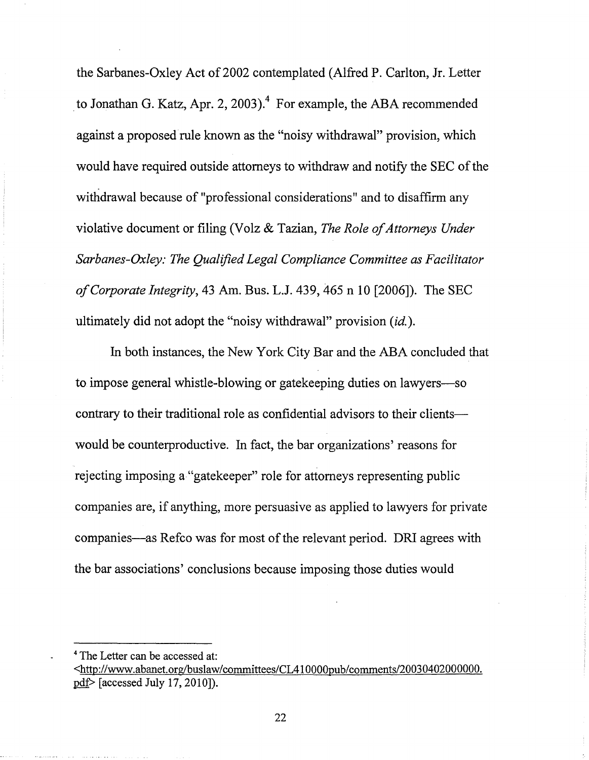the Sarbanes-Oxley Act of 2002 contemplated (Alfred P. Carlton, Jr. Letter to Jonathan G. Katz, Apr. 2, 2003).[4] For example, the ABA recommended against a proposed rule known as the "noisy withdrawal" provision, which would have required outside attorneys to withdraw and notify the SEC of the withdrawal because of "professional considerations" and to disaffirm any violative document or filing (Volz & Tazian, *The Role of Attorneys Under Sarbanes-Oxley: The Qualified Legal Compliance Committee as Facilitator of Corporate Integrity*, 43 Am. Bus. L.J. 439, 465 n 10 [2006]). The SEC ultimately did not adopt the "noisy withdrawal" provision (*id.*).

In both instances, the New York City Bar and the ABA concluded that to impose general whistle-blowing or gatekeeping duties on lawyers—so contrary to their traditional role as confidential advisors to their clients—would be counterproductive. In fact, the bar organizations' reasons for rejecting imposing a "gatekeeper" role for attorneys representing public companies are, if anything, more persuasive as applied to lawyers for private companies—as Refco was for most of the relevant period. DRI agrees with the bar associations' conclusions because imposing those duties would

---

[4] The Letter can be accessed at: <http://www.abanet.org/buslaw/committees/CL410000pub/comments/20030402000000.pdf> [accessed July 17, 2010]).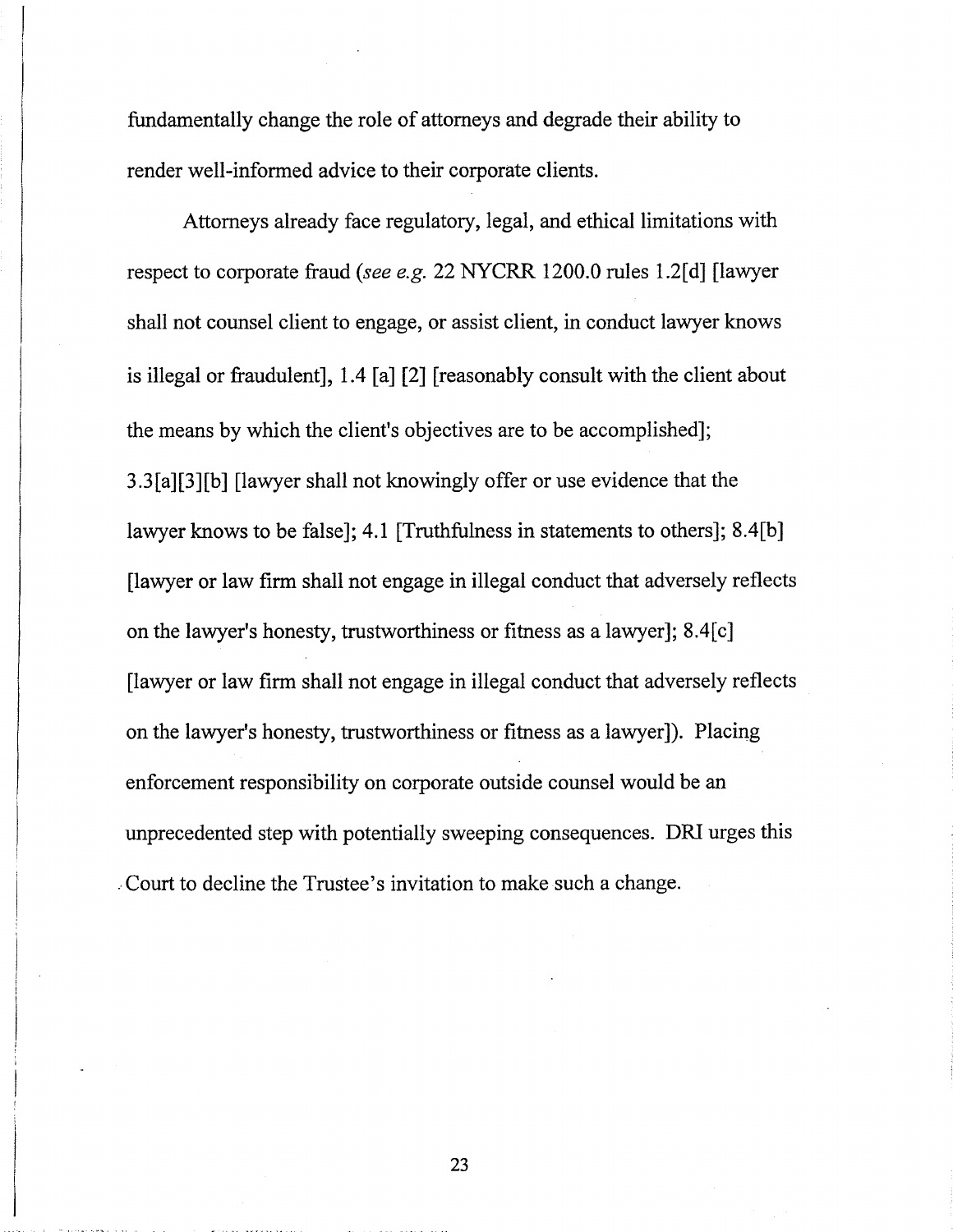fundamentally change the role of attorneys and degrade their ability to render well-informed advice to their corporate clients.

Attorneys already face regulatory, legal, and ethical limitations with respect to corporate fraud (*see e.g.* 22 NYCRR 1200.0 rules 1.2[d] [lawyer shall not counsel client to engage, or assist client, in conduct lawyer knows is illegal or fraudulent], 1.4 [a] [2] [reasonably consult with the client about the means by which the client's objectives are to be accomplished]; 3.3[a][3][b] [lawyer shall not knowingly offer or use evidence that the lawyer knows to be false]; 4.1 [Truthfulness in statements to others]; 8.4[b] [lawyer or law firm shall not engage in illegal conduct that adversely reflects on the lawyer's honesty, trustworthiness or fitness as a lawyer]; 8.4[c] [lawyer or law firm shall not engage in illegal conduct that adversely reflects on the lawyer's honesty, trustworthiness or fitness as a lawyer]). Placing enforcement responsibility on corporate outside counsel would be an unprecedented step with potentially sweeping consequences. DRI urges this Court to decline the Trustee's invitation to make such a change.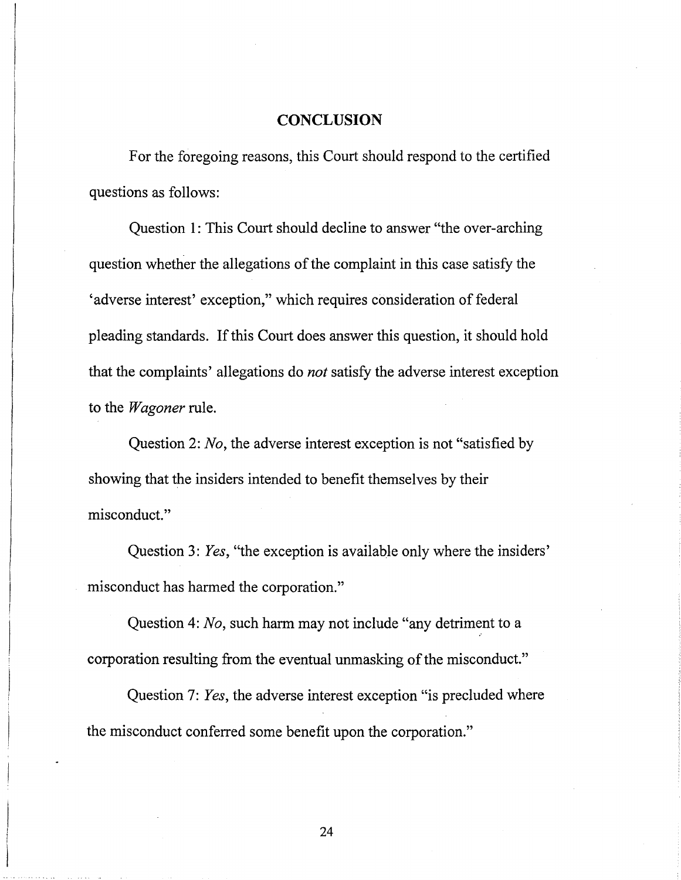## CONCLUSION

For the foregoing reasons, this Court should respond to the certified questions as follows:

Question 1: This Court should decline to answer "the over-arching question whether the allegations of the complaint in this case satisfy the 'adverse interest' exception," which requires consideration of federal pleading standards. If this Court does answer this question, it should hold that the complaints' allegations do *not* satisfy the adverse interest exception to the *Wagoner* rule.

Question 2: *No*, the adverse interest exception is not "satisfied by showing that the insiders intended to benefit themselves by their misconduct."

Question 3: *Yes*, "the exception is available only where the insiders' misconduct has harmed the corporation."

Question 4: *No*, such harm may not include "any detriment to a corporation resulting from the eventual unmasking of the misconduct."

Question 7: *Yes*, the adverse interest exception "is precluded where the misconduct conferred some benefit upon the corporation."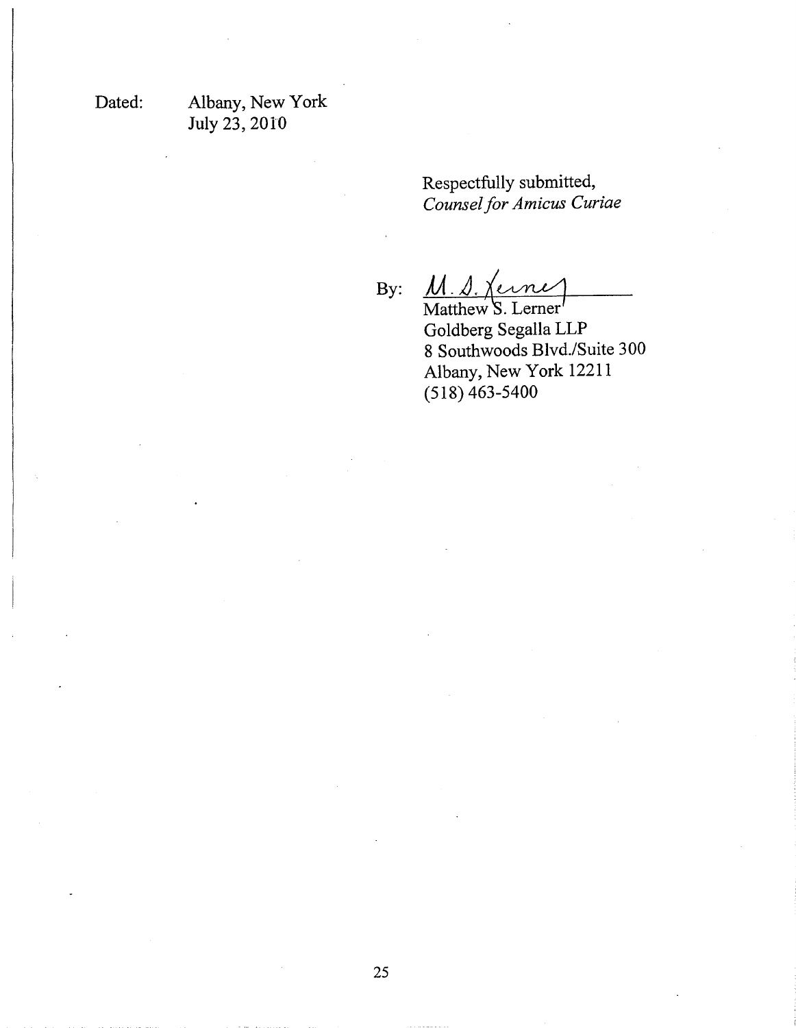Dated: Albany, New York
July 23, 2010

Respectfully submitted,
*Counsel for Amicus Curiae*

By: M. S. Lerner
Matthew S. Lerner
Goldberg Segalla LLP
8 Southwoods Blvd./Suite 300
Albany, New York 12211
(518) 463-5400